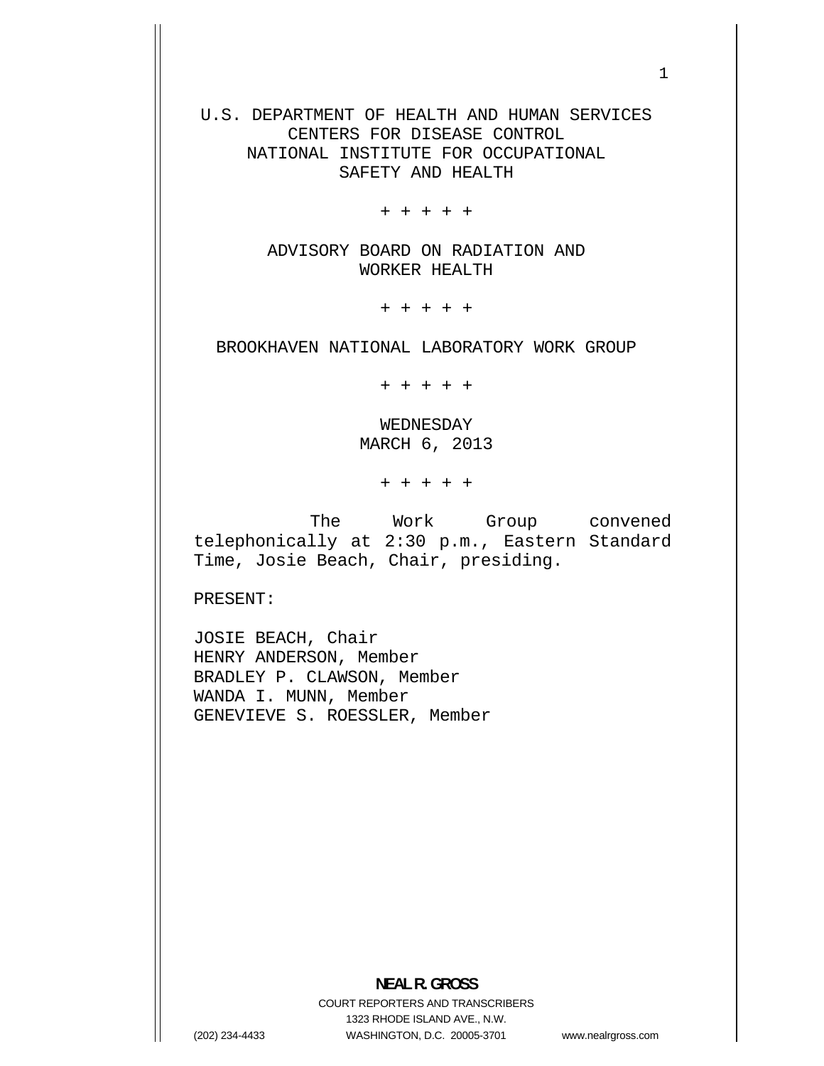U.S. DEPARTMENT OF HEALTH AND HUMAN SERVICES
CENTERS FOR DISEASE CONTROL
NATIONAL INSTITUTE FOR OCCUPATIONAL
SAFETY AND HEALTH

+ + + + +

ADVISORY BOARD ON RADIATION AND
WORKER HEALTH

+ + + + +

BROOKHAVEN NATIONAL LABORATORY WORK GROUP

+ + + + +

WEDNESDAY
MARCH 6, 2013

+ + + + +

The Work Group convened telephonically at 2:30 p.m., Eastern Standard Time, Josie Beach, Chair, presiding.

PRESENT:

JOSIE BEACH, Chair
HENRY ANDERSON, Member
BRADLEY P. CLAWSON, Member
WANDA I. MUNN, Member
GENEVIEVE S. ROESSLER, Member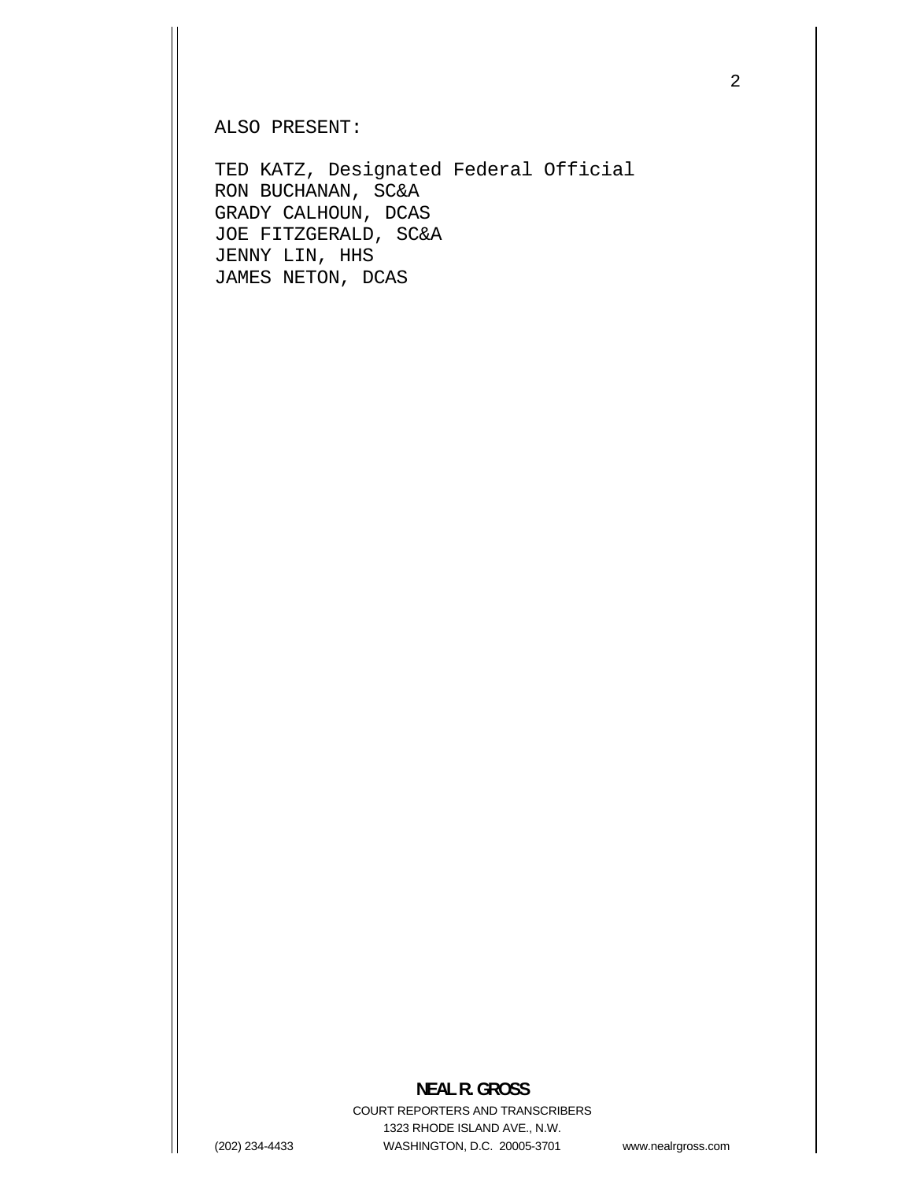ALSO PRESENT:

TED KATZ, Designated Federal Official
RON BUCHANAN, SC&A
GRADY CALHOUN, DCAS
JOE FITZGERALD, SC&A
JENNY LIN, HHS
JAMES NETON, DCAS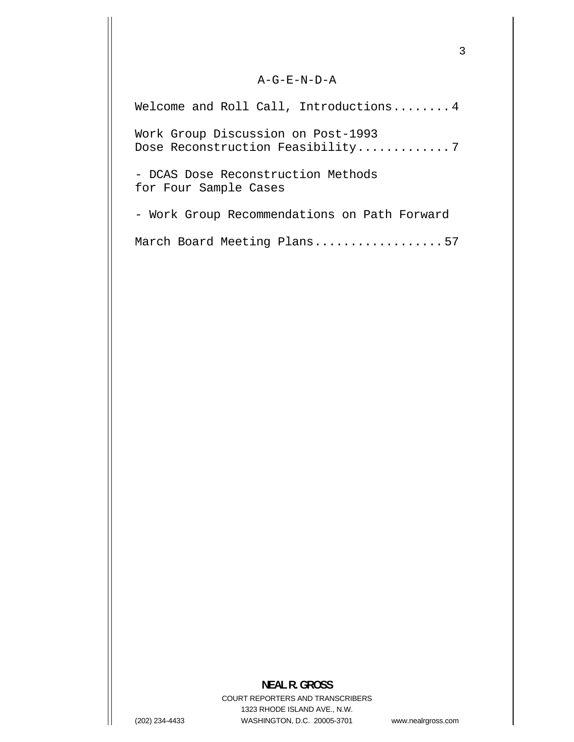A-G-E-N-D-A

Welcome and Roll Call, Introductions........4

Work Group Discussion on Post-1993
Dose Reconstruction Feasibility.............7

- DCAS Dose Reconstruction Methods
for Four Sample Cases

- Work Group Recommendations on Path Forward

March Board Meeting Plans..................57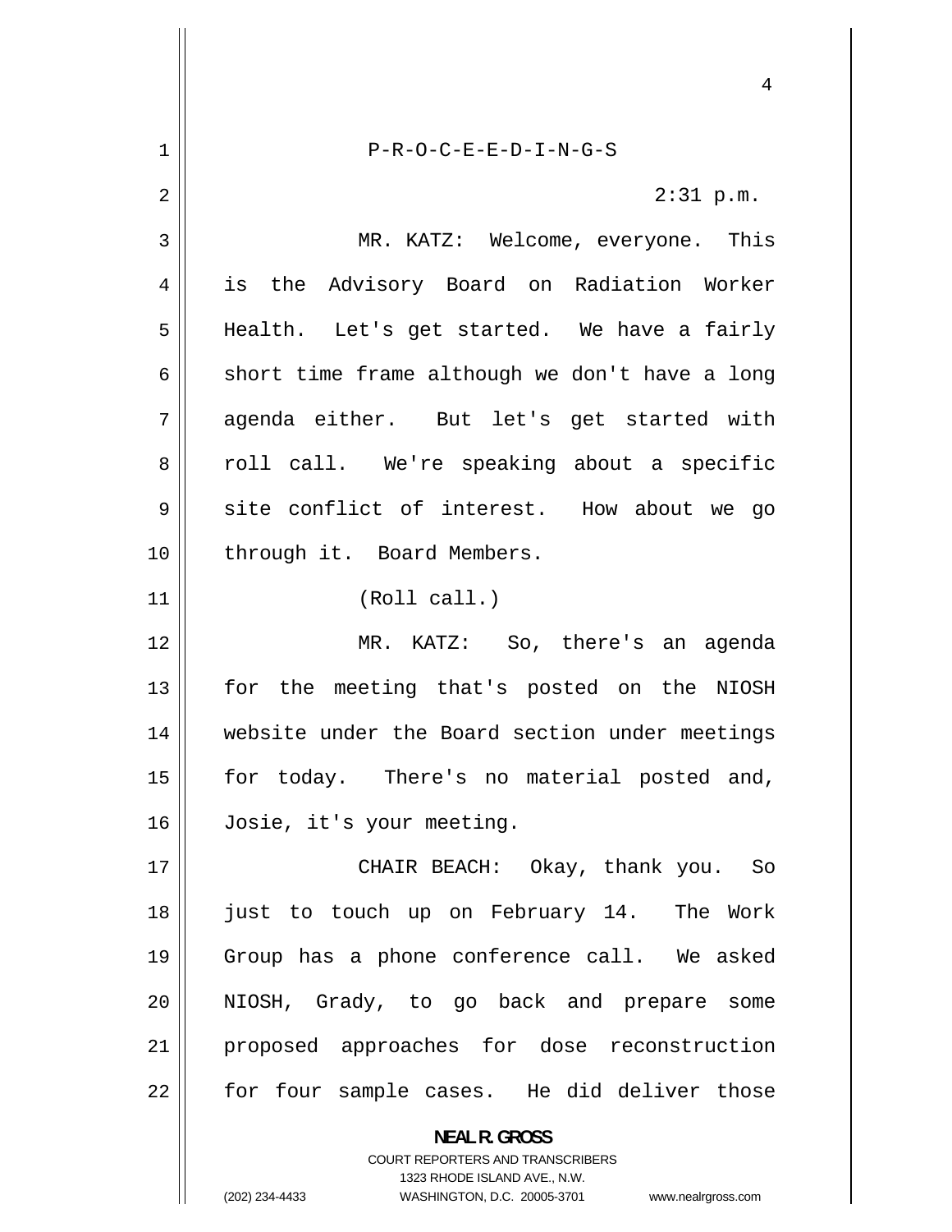P-R-O-C-E-E-D-I-N-G-S

2:31 p.m.

MR. KATZ: Welcome, everyone. This is the Advisory Board on Radiation Worker Health. Let's get started. We have a fairly short time frame although we don't have a long agenda either. But let's get started with roll call. We're speaking about a specific site conflict of interest. How about we go through it. Board Members.

(Roll call.)

MR. KATZ: So, there's an agenda for the meeting that's posted on the NIOSH website under the Board section under meetings for today. There's no material posted and, Josie, it's your meeting.

CHAIR BEACH: Okay, thank you. So just to touch up on February 14. The Work Group has a phone conference call. We asked NIOSH, Grady, to go back and prepare some proposed approaches for dose reconstruction for four sample cases. He did deliver those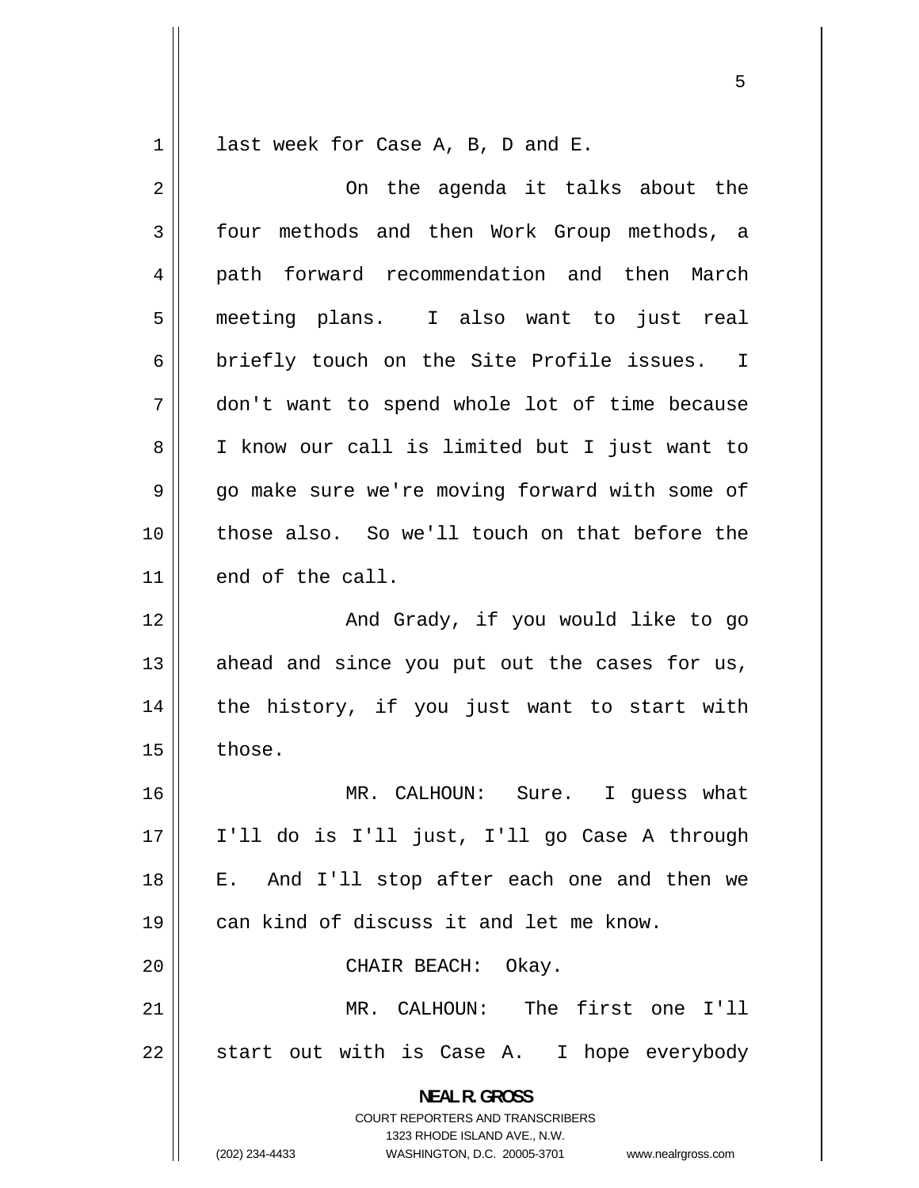last week for Case A, B, D and E.

On the agenda it talks about the four methods and then Work Group methods, a path forward recommendation and then March meeting plans. I also want to just real briefly touch on the Site Profile issues. I don't want to spend whole lot of time because I know our call is limited but I just want to go make sure we're moving forward with some of those also. So we'll touch on that before the end of the call.

And Grady, if you would like to go ahead and since you put out the cases for us, the history, if you just want to start with those.

MR. CALHOUN: Sure. I guess what I'll do is I'll just, I'll go Case A through E. And I'll stop after each one and then we can kind of discuss it and let me know.

CHAIR BEACH: Okay.

MR. CALHOUN: The first one I'll start out with is Case A. I hope everybody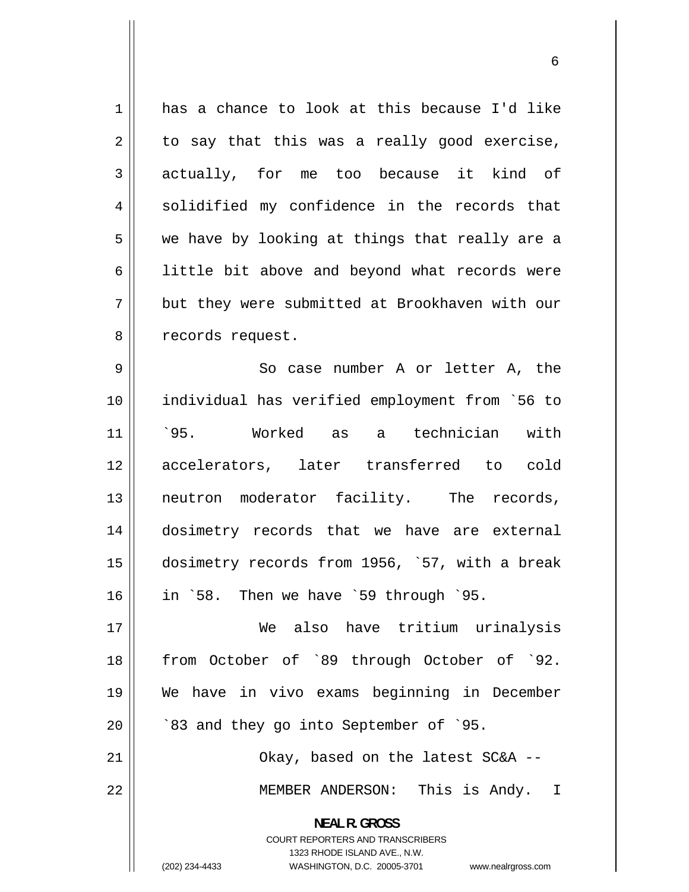has a chance to look at this because I'd like to say that this was a really good exercise, actually, for me too because it kind of solidified my confidence in the records that we have by looking at things that really are a little bit above and beyond what records were but they were submitted at Brookhaven with our records request.

So case number A or letter A, the individual has verified employment from `56 to `95. Worked as a technician with accelerators, later transferred to cold neutron moderator facility. The records, dosimetry records that we have are external dosimetry records from 1956, `57, with a break in `58. Then we have `59 through `95.

We also have tritium urinalysis from October of `89 through October of `92. We have in vivo exams beginning in December `83 and they go into September of `95.

Okay, based on the latest SC&A --

MEMBER ANDERSON: This is Andy. I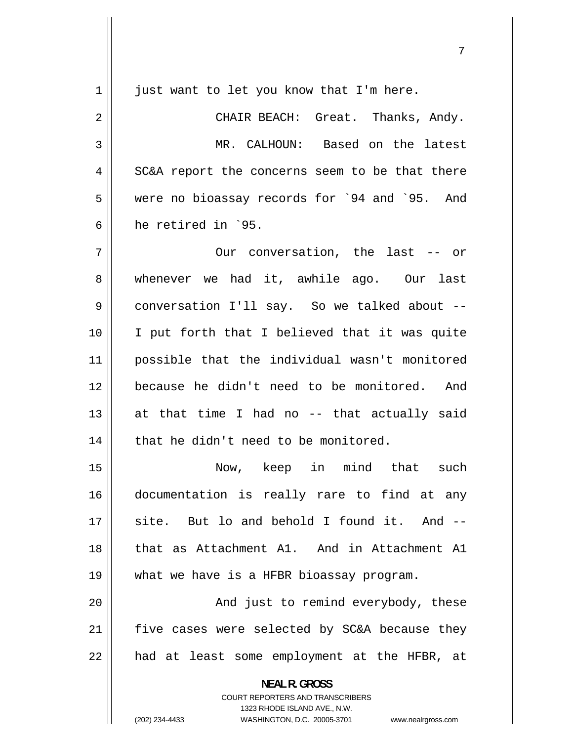just want to let you know that I'm here.

CHAIR BEACH: Great. Thanks, Andy.

MR. CALHOUN: Based on the latest SC&A report the concerns seem to be that there were no bioassay records for `94 and `95. And he retired in `95.

Our conversation, the last -- or whenever we had it, awhile ago. Our last conversation I'll say. So we talked about -- I put forth that I believed that it was quite possible that the individual wasn't monitored because he didn't need to be monitored. And at that time I had no -- that actually said that he didn't need to be monitored.

Now, keep in mind that such documentation is really rare to find at any site. But lo and behold I found it. And -- that as Attachment A1. And in Attachment A1 what we have is a HFBR bioassay program.

And just to remind everybody, these five cases were selected by SC&A because they had at least some employment at the HFBR, at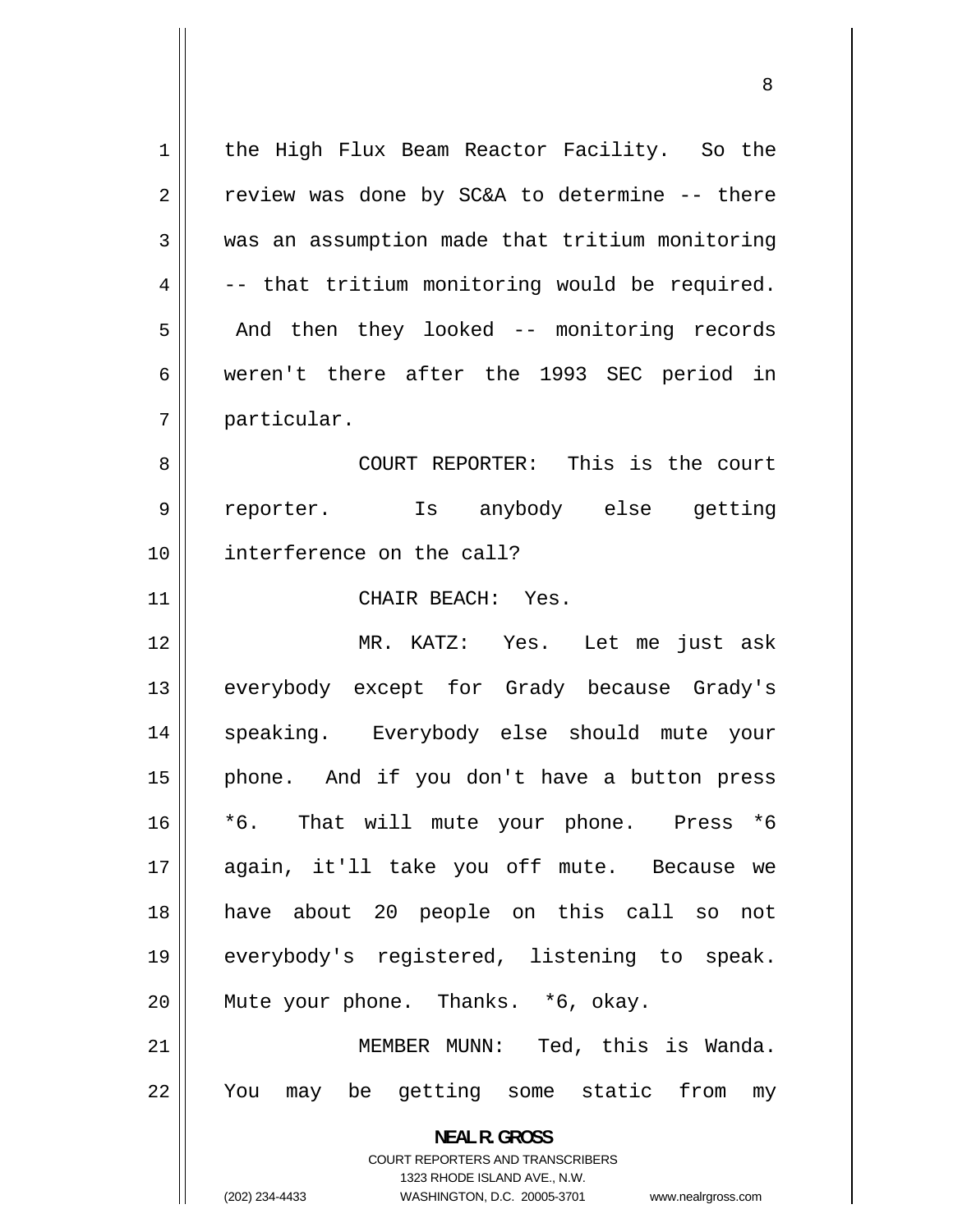the High Flux Beam Reactor Facility. So the review was done by SC&A to determine -- there was an assumption made that tritium monitoring -- that tritium monitoring would be required. And then they looked -- monitoring records weren't there after the 1993 SEC period in particular.

COURT REPORTER: This is the court reporter. Is anybody else getting interference on the call?

CHAIR BEACH: Yes.

MR. KATZ: Yes. Let me just ask everybody except for Grady because Grady's speaking. Everybody else should mute your phone. And if you don't have a button press *6. That will mute your phone. Press *6 again, it'll take you off mute. Because we have about 20 people on this call so not everybody's registered, listening to speak. Mute your phone. Thanks. *6, okay.

MEMBER MUNN: Ted, this is Wanda. You may be getting some static from my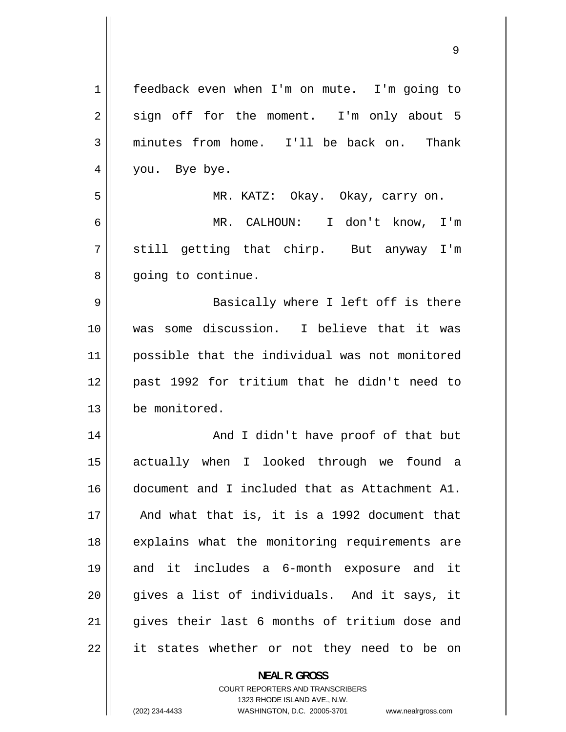feedback even when I'm on mute. I'm going to sign off for the moment. I'm only about 5 minutes from home. I'll be back on. Thank you. Bye bye.

MR. KATZ: Okay. Okay, carry on.

MR. CALHOUN: I don't know, I'm still getting that chirp. But anyway I'm going to continue.

Basically where I left off is there was some discussion. I believe that it was possible that the individual was not monitored past 1992 for tritium that he didn't need to be monitored.

And I didn't have proof of that but actually when I looked through we found a document and I included that as Attachment A1. And what that is, it is a 1992 document that explains what the monitoring requirements are and it includes a 6-month exposure and it gives a list of individuals. And it says, it gives their last 6 months of tritium dose and it states whether or not they need to be on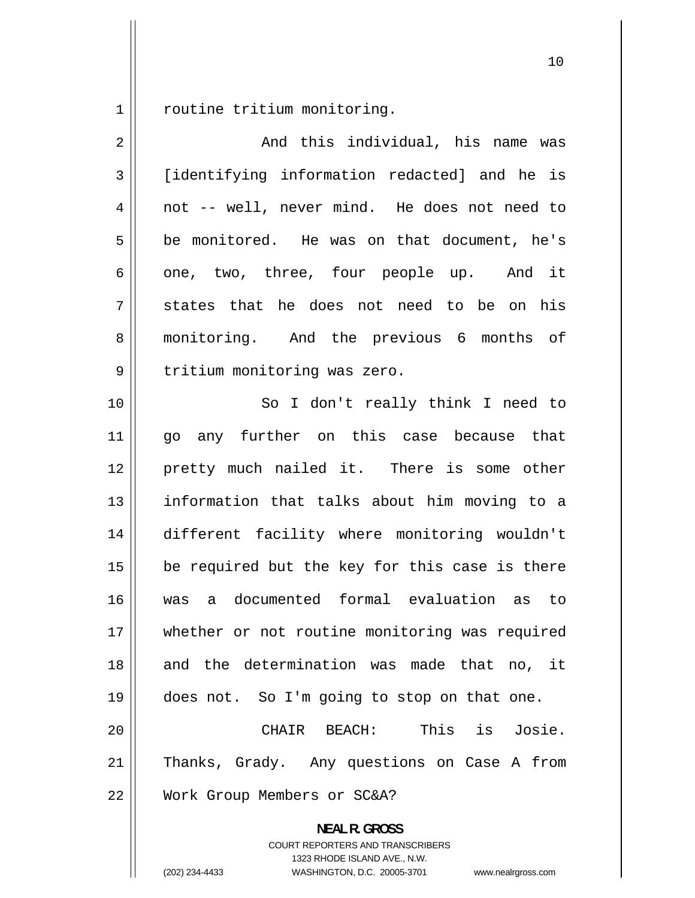routine tritium monitoring.

And this individual, his name was [identifying information redacted] and he is not -- well, never mind. He does not need to be monitored. He was on that document, he's one, two, three, four people up. And it states that he does not need to be on his monitoring. And the previous 6 months of tritium monitoring was zero.

So I don't really think I need to go any further on this case because that pretty much nailed it. There is some other information that talks about him moving to a different facility where monitoring wouldn't be required but the key for this case is there was a documented formal evaluation as to whether or not routine monitoring was required and the determination was made that no, it does not. So I'm going to stop on that one.

CHAIR BEACH: This is Josie. Thanks, Grady. Any questions on Case A from Work Group Members or SC&A?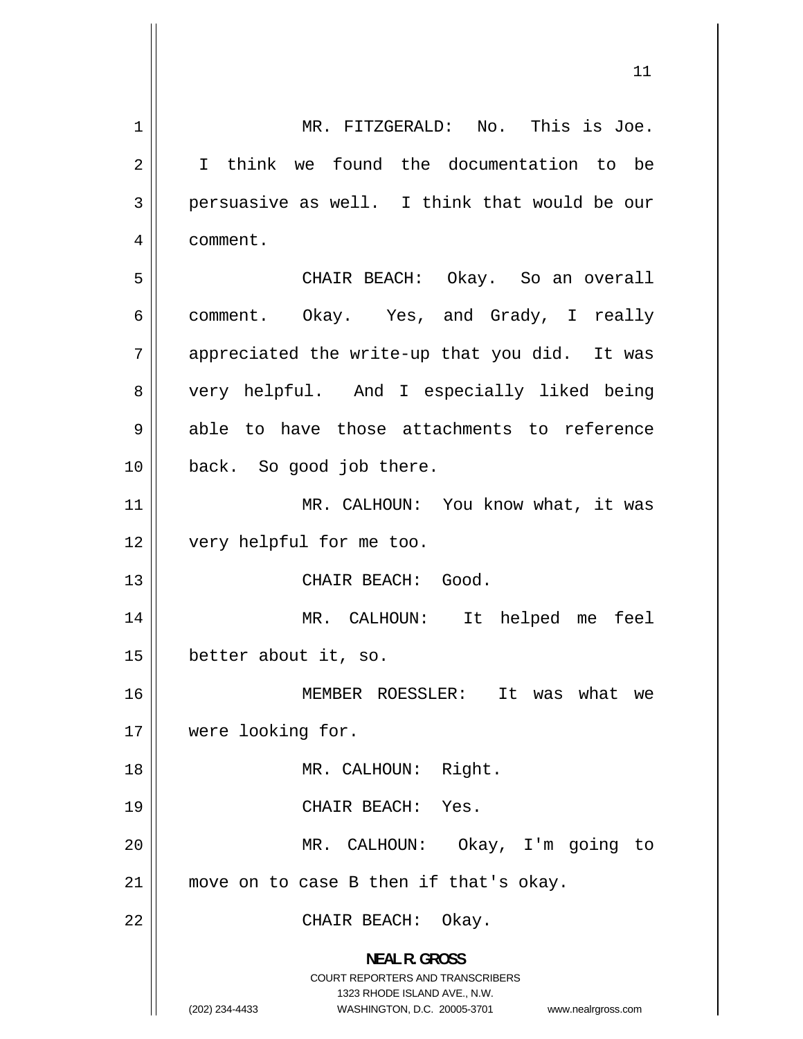MR. FITZGERALD: No. This is Joe. I think we found the documentation to be persuasive as well. I think that would be our comment.

CHAIR BEACH: Okay. So an overall comment. Okay. Yes, and Grady, I really appreciated the write-up that you did. It was very helpful. And I especially liked being able to have those attachments to reference back. So good job there.

MR. CALHOUN: You know what, it was very helpful for me too.

CHAIR BEACH: Good.

MR. CALHOUN: It helped me feel better about it, so.

MEMBER ROESSLER: It was what we were looking for.

MR. CALHOUN: Right.

CHAIR BEACH: Yes.

MR. CALHOUN: Okay, I'm going to move on to case B then if that's okay.

CHAIR BEACH: Okay.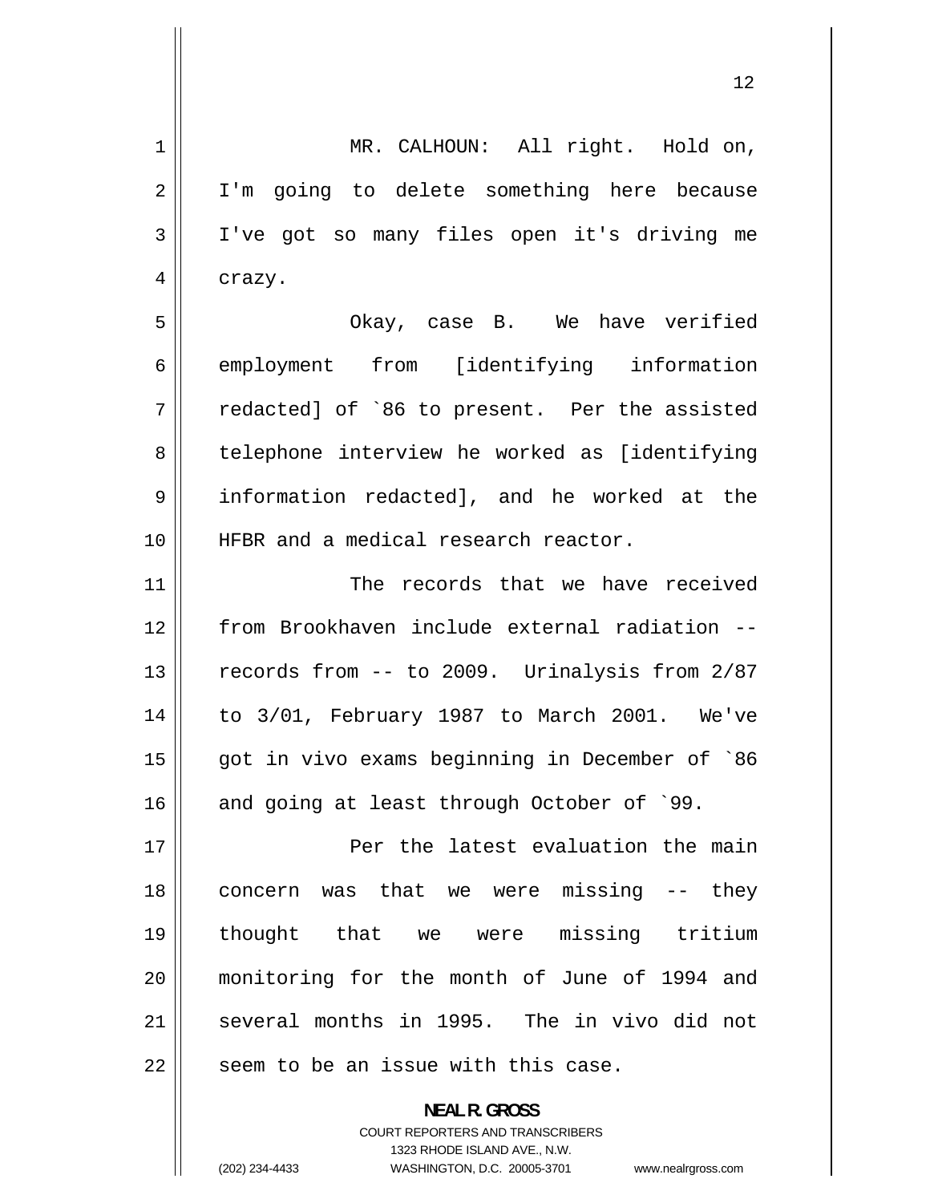MR. CALHOUN: All right. Hold on, I'm going to delete something here because I've got so many files open it's driving me crazy.

Okay, case B. We have verified employment from [identifying information redacted] of `86 to present. Per the assisted telephone interview he worked as [identifying information redacted], and he worked at the HFBR and a medical research reactor.

The records that we have received from Brookhaven include external radiation -- records from -- to 2009. Urinalysis from 2/87 to 3/01, February 1987 to March 2001. We've got in vivo exams beginning in December of `86 and going at least through October of `99.

Per the latest evaluation the main concern was that we were missing -- they thought that we were missing tritium monitoring for the month of June of 1994 and several months in 1995. The in vivo did not seem to be an issue with this case.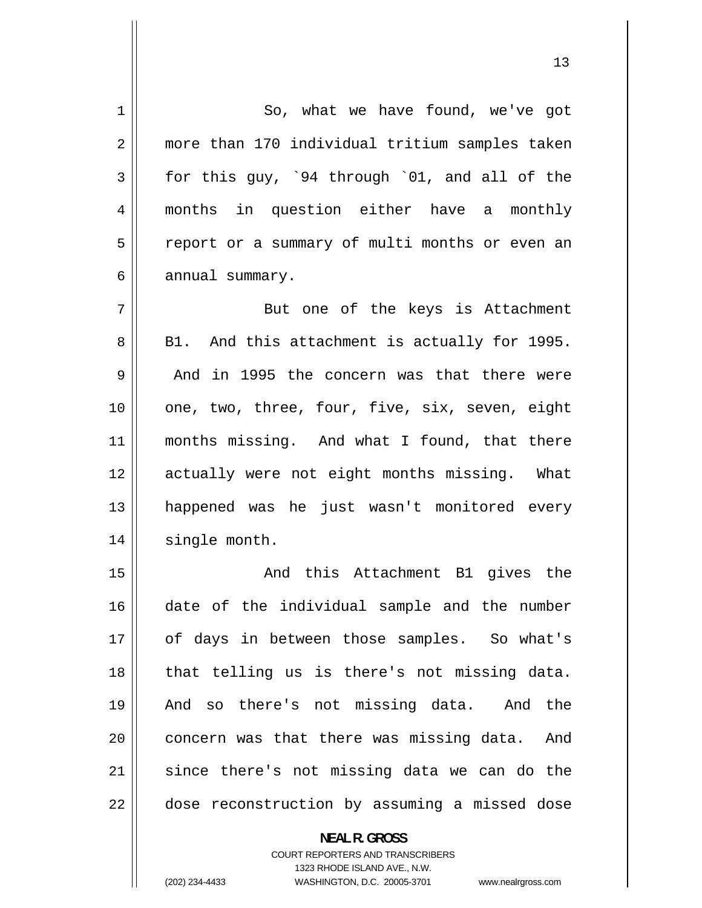So, what we have found, we've got more than 170 individual tritium samples taken for this guy, `94 through `01, and all of the months in question either have a monthly report or a summary of multi months or even an annual summary.

But one of the keys is Attachment B1. And this attachment is actually for 1995. And in 1995 the concern was that there were one, two, three, four, five, six, seven, eight months missing. And what I found, that there actually were not eight months missing. What happened was he just wasn't monitored every single month.

And this Attachment B1 gives the date of the individual sample and the number of days in between those samples. So what's that telling us is there's not missing data. And so there's not missing data. And the concern was that there was missing data. And since there's not missing data we can do the dose reconstruction by assuming a missed dose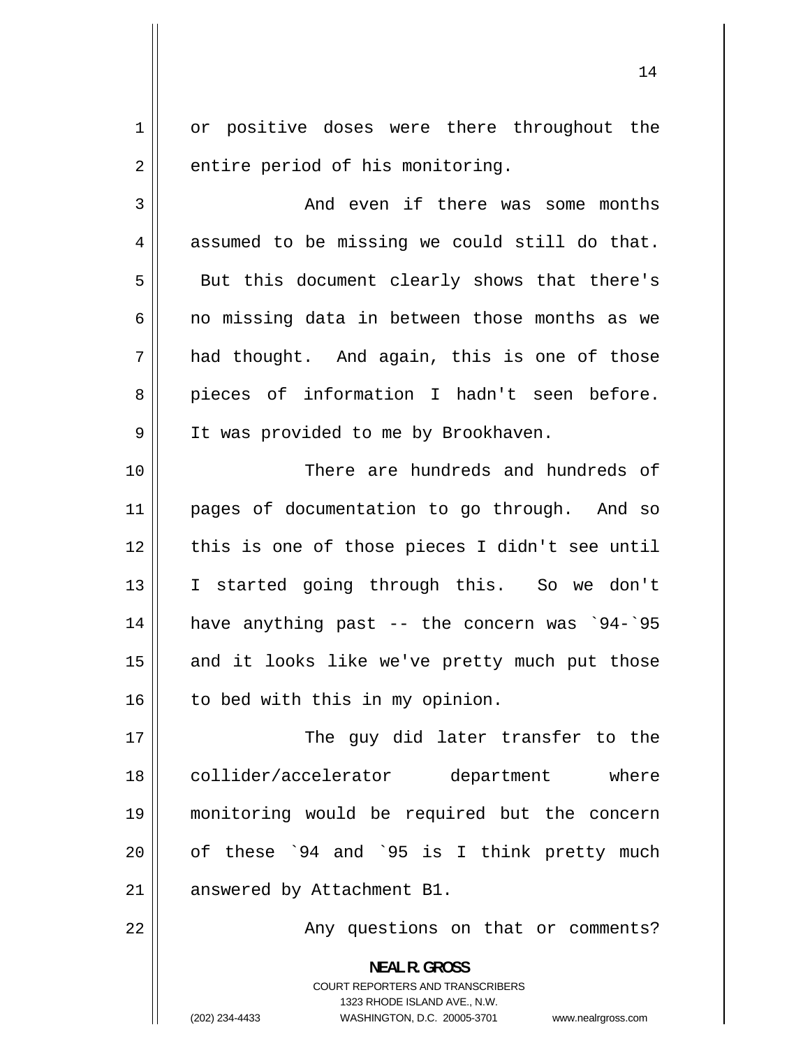or positive doses were there throughout the entire period of his monitoring.

And even if there was some months assumed to be missing we could still do that. But this document clearly shows that there's no missing data in between those months as we had thought. And again, this is one of those pieces of information I hadn't seen before. It was provided to me by Brookhaven.

There are hundreds and hundreds of pages of documentation to go through. And so this is one of those pieces I didn't see until I started going through this. So we don't have anything past -- the concern was `94-`95 and it looks like we've pretty much put those to bed with this in my opinion.

The guy did later transfer to the collider/accelerator department where monitoring would be required but the concern of these `94 and `95 is I think pretty much answered by Attachment B1.

Any questions on that or comments?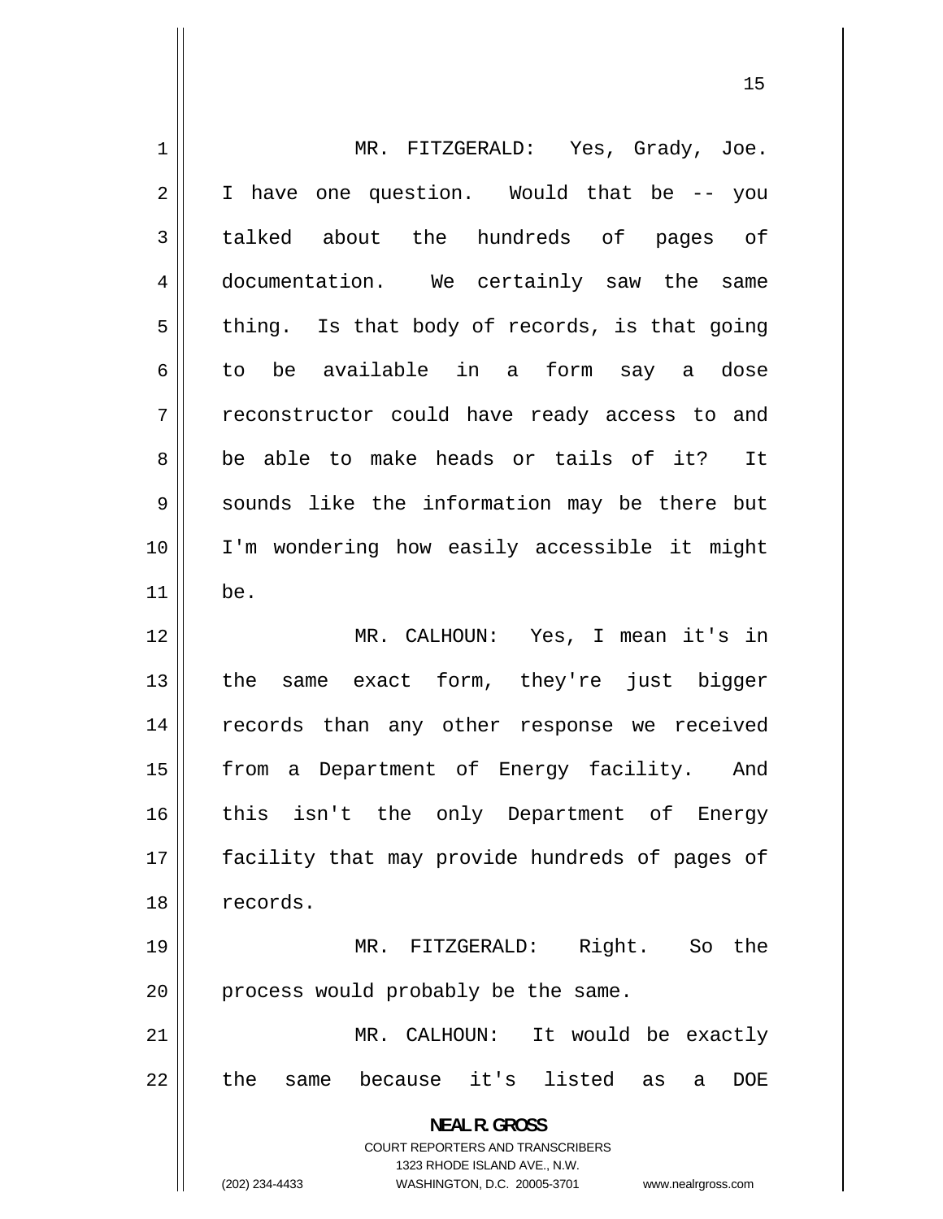MR. FITZGERALD: Yes, Grady, Joe. I have one question. Would that be -- you talked about the hundreds of pages of documentation. We certainly saw the same thing. Is that body of records, is that going to be available in a form say a dose reconstructor could have ready access to and be able to make heads or tails of it? It sounds like the information may be there but I'm wondering how easily accessible it might be.

MR. CALHOUN: Yes, I mean it's in the same exact form, they're just bigger records than any other response we received from a Department of Energy facility. And this isn't the only Department of Energy facility that may provide hundreds of pages of records.

MR. FITZGERALD: Right. So the process would probably be the same.

MR. CALHOUN: It would be exactly the same because it's listed as a DOE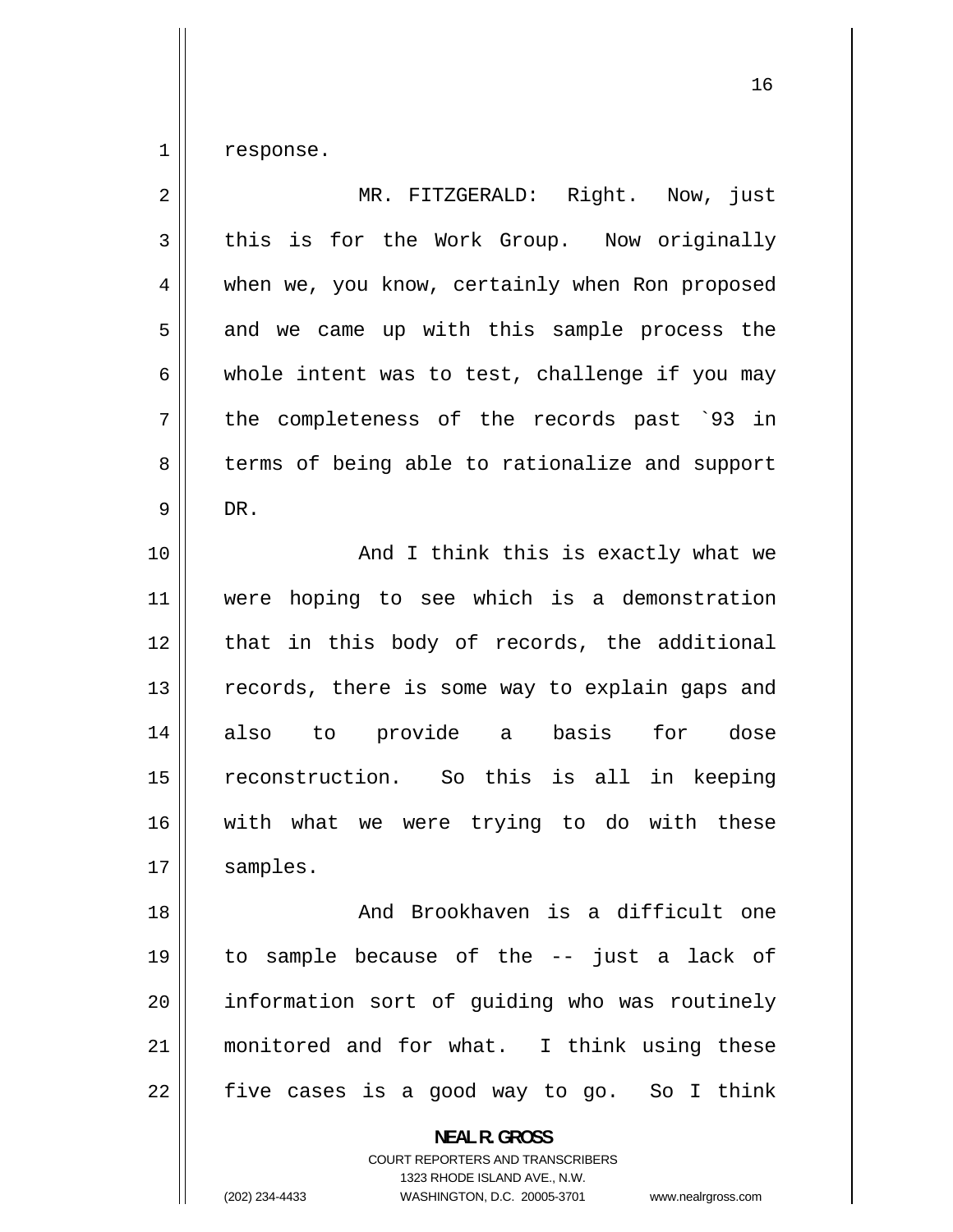response.

MR. FITZGERALD: Right. Now, just this is for the Work Group. Now originally when we, you know, certainly when Ron proposed and we came up with this sample process the whole intent was to test, challenge if you may the completeness of the records past `93 in terms of being able to rationalize and support DR.

And I think this is exactly what we were hoping to see which is a demonstration that in this body of records, the additional records, there is some way to explain gaps and also to provide a basis for dose reconstruction. So this is all in keeping with what we were trying to do with these samples.

And Brookhaven is a difficult one to sample because of the -- just a lack of information sort of guiding who was routinely monitored and for what. I think using these five cases is a good way to go. So I think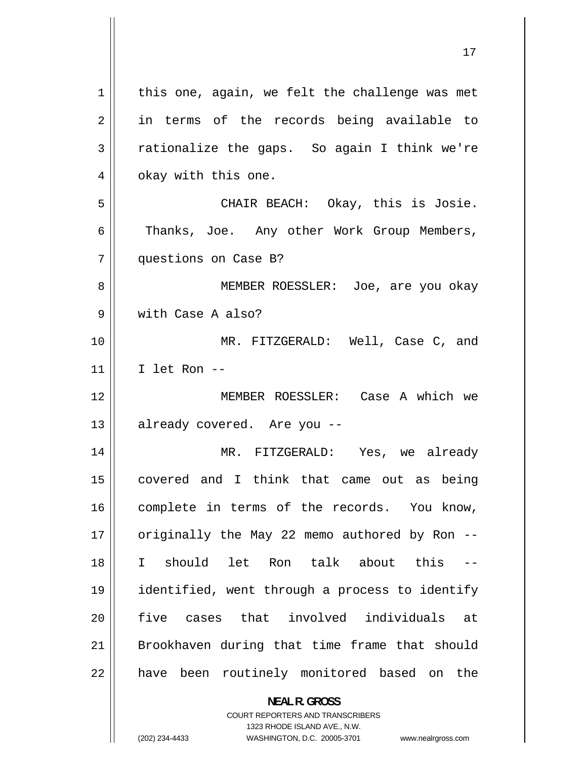this one, again, we felt the challenge was met in terms of the records being available to rationalize the gaps. So again I think we're okay with this one.

CHAIR BEACH: Okay, this is Josie. Thanks, Joe. Any other Work Group Members, questions on Case B?

MEMBER ROESSLER: Joe, are you okay with Case A also?

MR. FITZGERALD: Well, Case C, and I let Ron --

MEMBER ROESSLER: Case A which we already covered. Are you --

MR. FITZGERALD: Yes, we already covered and I think that came out as being complete in terms of the records. You know, originally the May 22 memo authored by Ron -- I should let Ron talk about this -- identified, went through a process to identify five cases that involved individuals at Brookhaven during that time frame that should have been routinely monitored based on the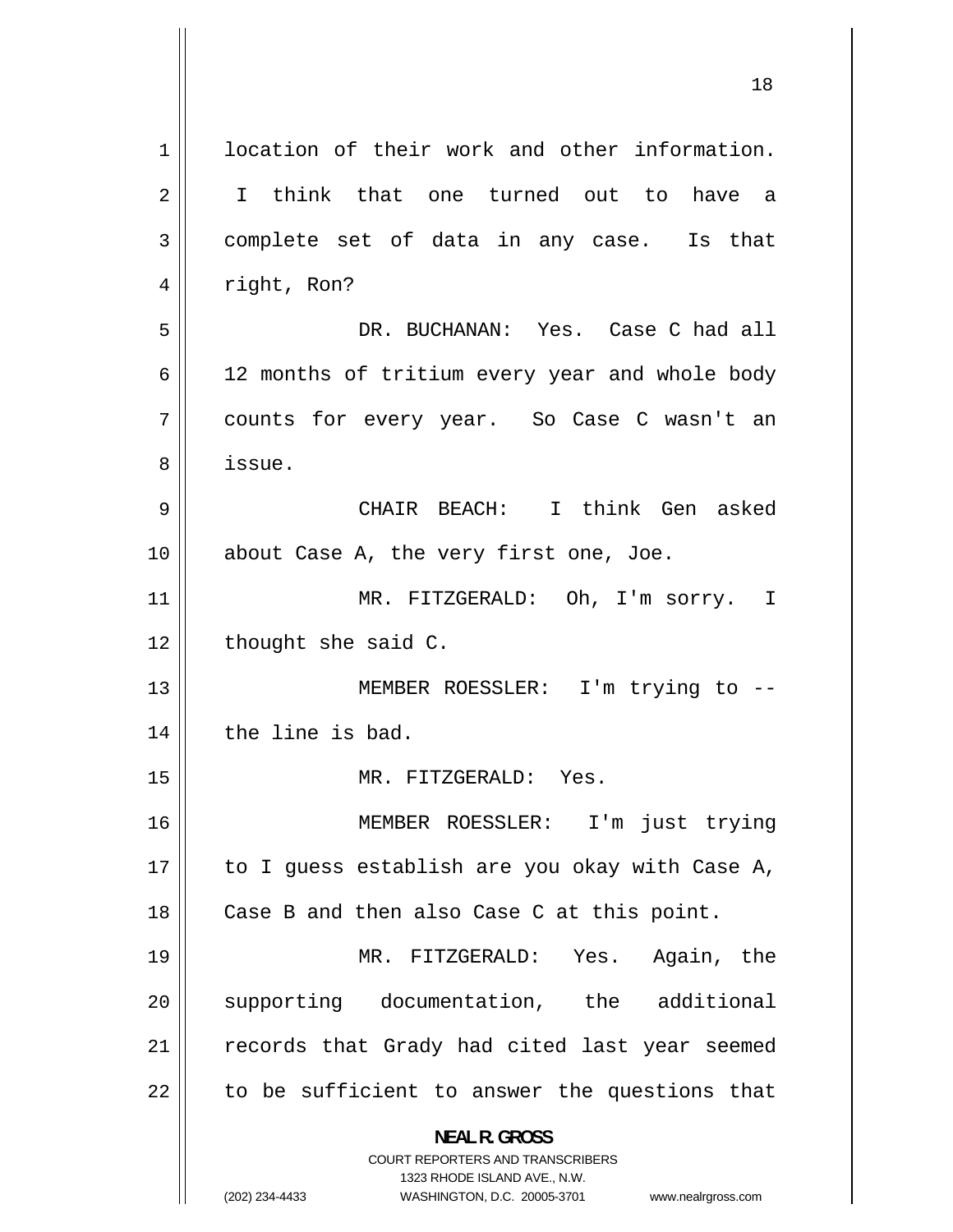location of their work and other information. I think that one turned out to have a complete set of data in any case. Is that right, Ron?

DR. BUCHANAN: Yes. Case C had all 12 months of tritium every year and whole body counts for every year. So Case C wasn't an issue.

CHAIR BEACH: I think Gen asked about Case A, the very first one, Joe.

MR. FITZGERALD: Oh, I'm sorry. I thought she said C.

MEMBER ROESSLER: I'm trying to -- the line is bad.

MR. FITZGERALD: Yes.

MEMBER ROESSLER: I'm just trying to I guess establish are you okay with Case A, Case B and then also Case C at this point.

MR. FITZGERALD: Yes. Again, the supporting documentation, the additional records that Grady had cited last year seemed to be sufficient to answer the questions that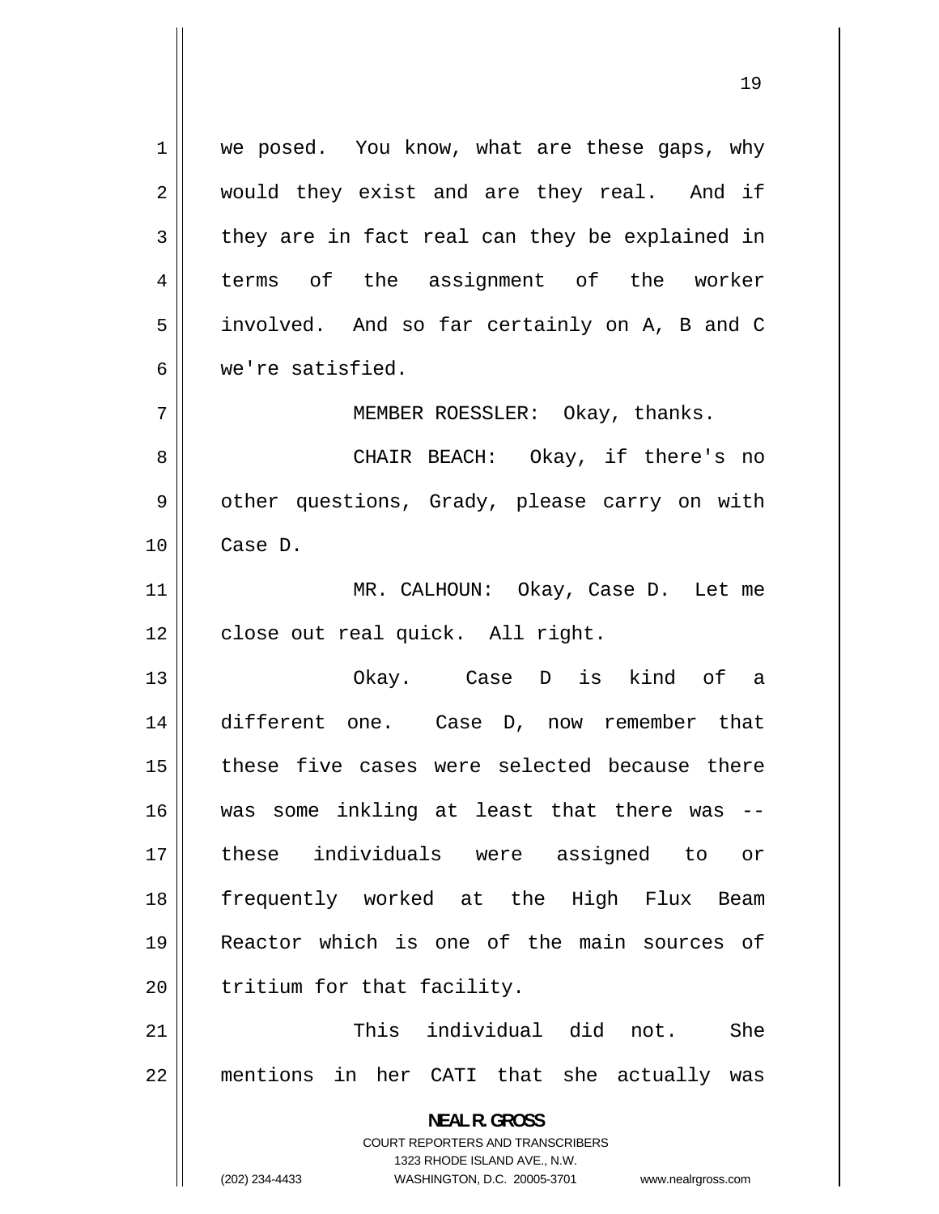we posed. You know, what are these gaps, why would they exist and are they real. And if they are in fact real can they be explained in terms of the assignment of the worker involved. And so far certainly on A, B and C we're satisfied.

MEMBER ROESSLER: Okay, thanks.

CHAIR BEACH: Okay, if there's no other questions, Grady, please carry on with Case D.

MR. CALHOUN: Okay, Case D. Let me close out real quick. All right.

Okay. Case D is kind of a different one. Case D, now remember that these five cases were selected because there was some inkling at least that there was -- these individuals were assigned to or frequently worked at the High Flux Beam Reactor which is one of the main sources of tritium for that facility.

This individual did not. She mentions in her CATI that she actually was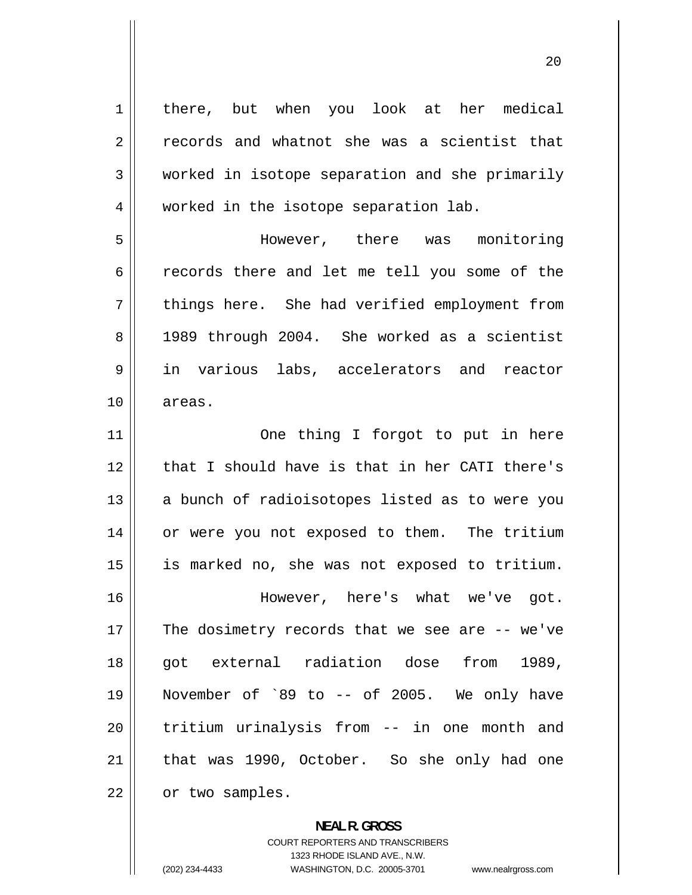there, but when you look at her medical records and whatnot she was a scientist that worked in isotope separation and she primarily worked in the isotope separation lab.

However, there was monitoring records there and let me tell you some of the things here. She had verified employment from 1989 through 2004. She worked as a scientist in various labs, accelerators and reactor areas.

One thing I forgot to put in here that I should have is that in her CATI there's a bunch of radioisotopes listed as to were you or were you not exposed to them. The tritium is marked no, she was not exposed to tritium.

However, here's what we've got. The dosimetry records that we see are -- we've got external radiation dose from 1989, November of `89 to -- of 2005. We only have tritium urinalysis from -- in one month and that was 1990, October. So she only had one or two samples.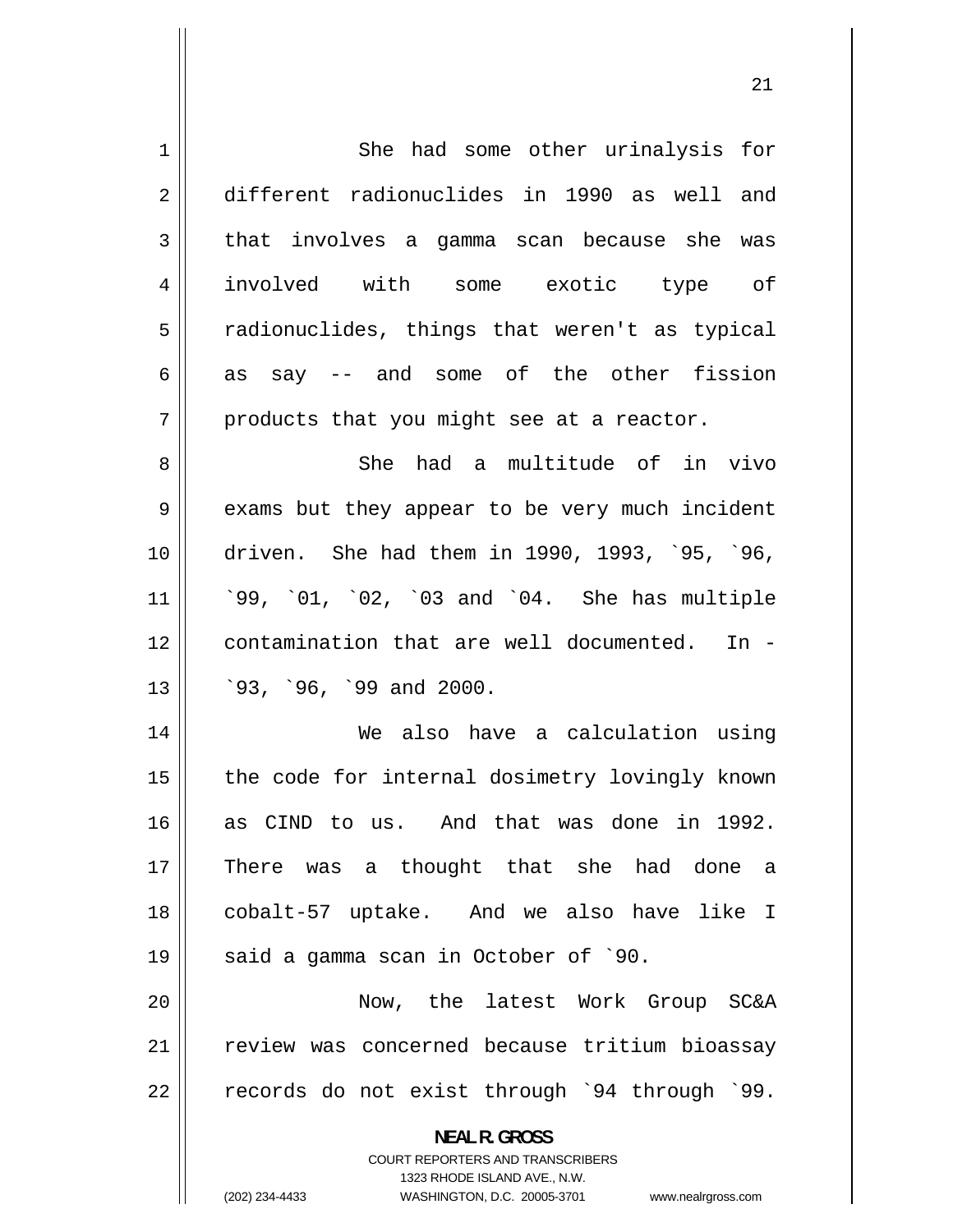She had some other urinalysis for different radionuclides in 1990 as well and that involves a gamma scan because she was involved with some exotic type of radionuclides, things that weren't as typical as say -- and some of the other fission products that you might see at a reactor.

She had a multitude of in vivo exams but they appear to be very much incident driven. She had them in 1990, 1993, `95, `96, `99, `01, `02, `03 and `04. She has multiple contamination that are well documented. In - `93, `96, `99 and 2000.

We also have a calculation using the code for internal dosimetry lovingly known as CIND to us. And that was done in 1992. There was a thought that she had done a cobalt-57 uptake. And we also have like I said a gamma scan in October of `90.

Now, the latest Work Group SC&A review was concerned because tritium bioassay records do not exist through `94 through `99.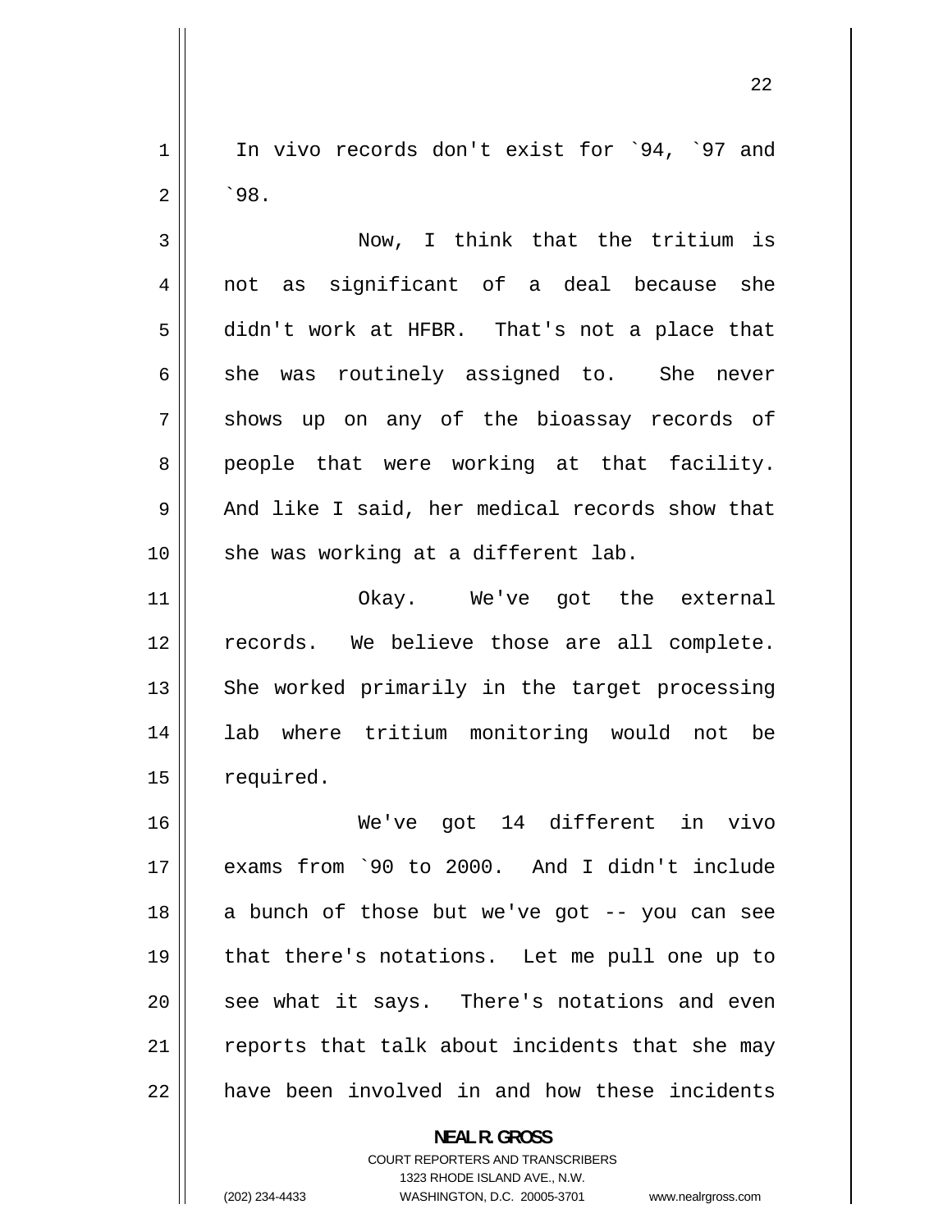In vivo records don't exist for `94, `97 and `98.

Now, I think that the tritium is not as significant of a deal because she didn't work at HFBR. That's not a place that she was routinely assigned to. She never shows up on any of the bioassay records of people that were working at that facility. And like I said, her medical records show that she was working at a different lab.

Okay. We've got the external records. We believe those are all complete. She worked primarily in the target processing lab where tritium monitoring would not be required.

We've got 14 different in vivo exams from `90 to 2000. And I didn't include a bunch of those but we've got -- you can see that there's notations. Let me pull one up to see what it says. There's notations and even reports that talk about incidents that she may have been involved in and how these incidents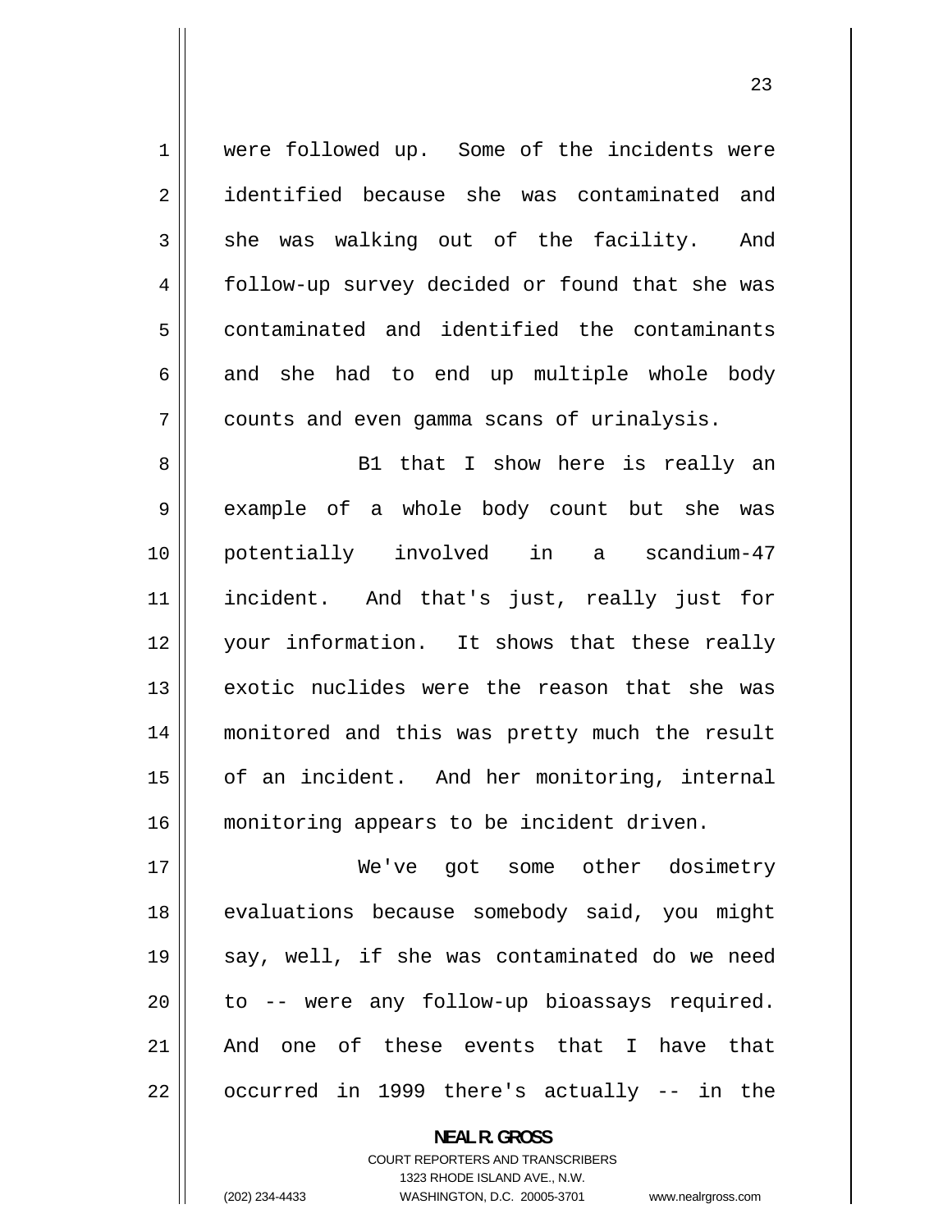were followed up. Some of the incidents were identified because she was contaminated and she was walking out of the facility. And follow-up survey decided or found that she was contaminated and identified the contaminants and she had to end up multiple whole body counts and even gamma scans of urinalysis.

B1 that I show here is really an example of a whole body count but she was potentially involved in a scandium-47 incident. And that's just, really just for your information. It shows that these really exotic nuclides were the reason that she was monitored and this was pretty much the result of an incident. And her monitoring, internal monitoring appears to be incident driven.

We've got some other dosimetry evaluations because somebody said, you might say, well, if she was contaminated do we need to -- were any follow-up bioassays required. And one of these events that I have that occurred in 1999 there's actually -- in the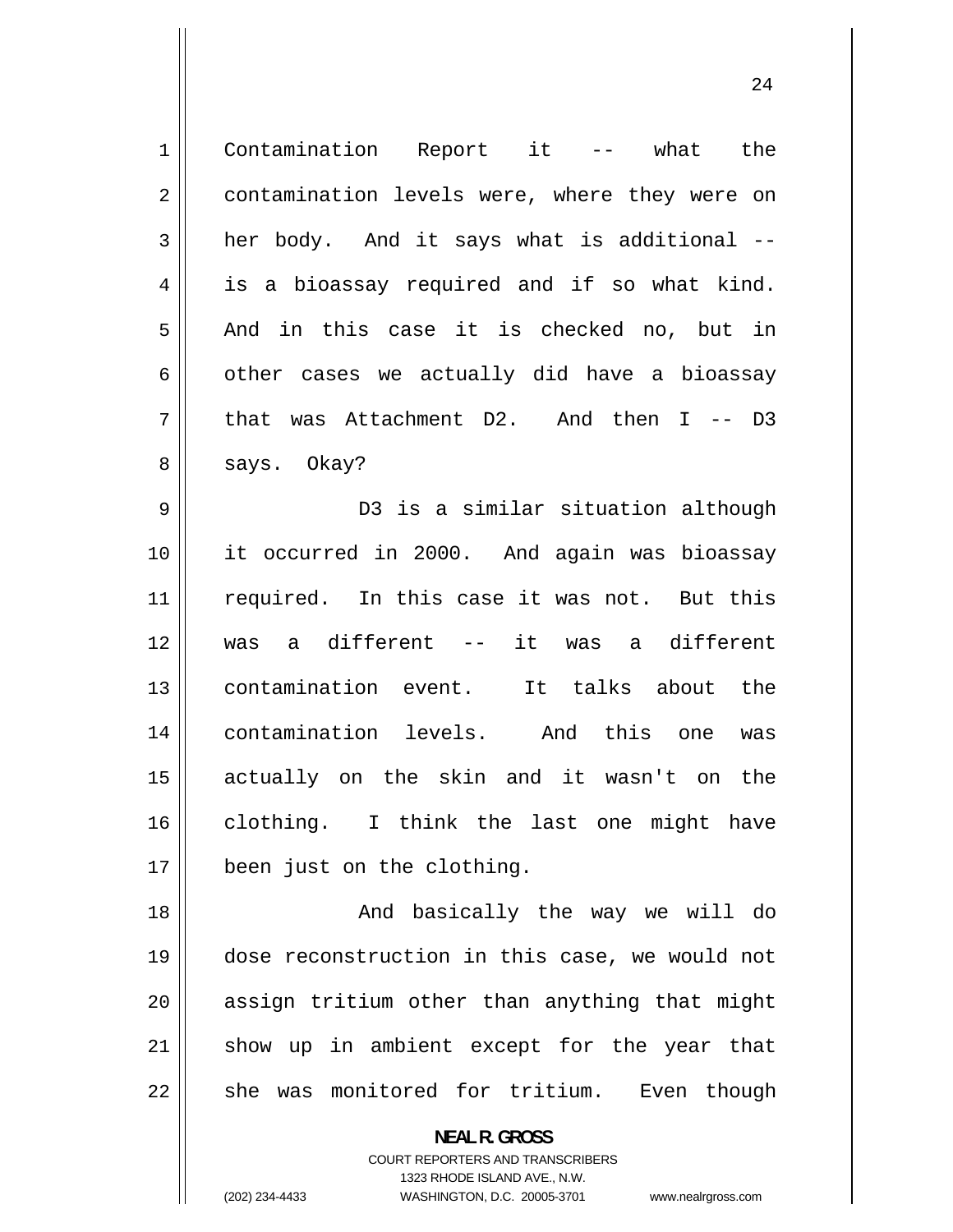Contamination Report it -- what the contamination levels were, where they were on her body. And it says what is additional -- is a bioassay required and if so what kind. And in this case it is checked no, but in other cases we actually did have a bioassay that was Attachment D2. And then I -- D3 says. Okay?

D3 is a similar situation although it occurred in 2000. And again was bioassay required. In this case it was not. But this was a different -- it was a different contamination event. It talks about the contamination levels. And this one was actually on the skin and it wasn't on the clothing. I think the last one might have been just on the clothing.

And basically the way we will do dose reconstruction in this case, we would not assign tritium other than anything that might show up in ambient except for the year that she was monitored for tritium. Even though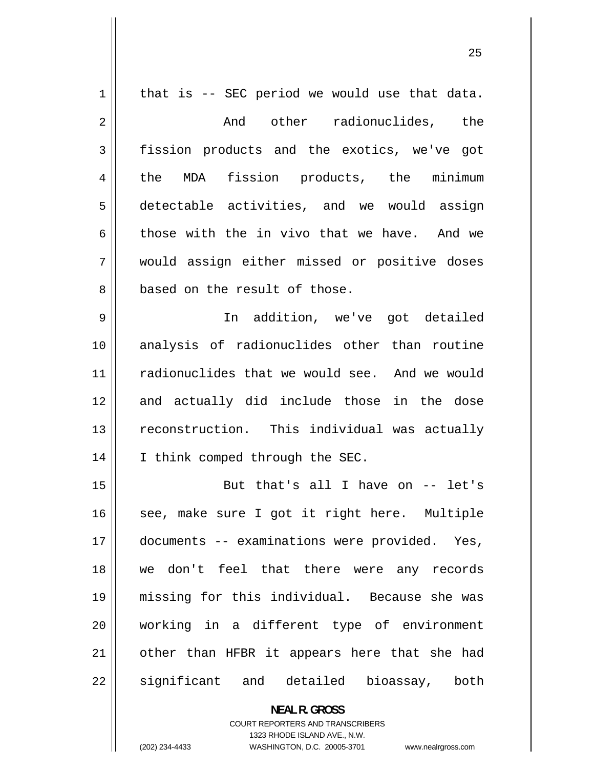that is -- SEC period we would use that data.

And other radionuclides, the fission products and the exotics, we've got the MDA fission products, the minimum detectable activities, and we would assign those with the in vivo that we have. And we would assign either missed or positive doses based on the result of those.

In addition, we've got detailed analysis of radionuclides other than routine radionuclides that we would see. And we would and actually did include those in the dose reconstruction. This individual was actually I think comped through the SEC.

But that's all I have on -- let's see, make sure I got it right here. Multiple documents -- examinations were provided. Yes, we don't feel that there were any records missing for this individual. Because she was working in a different type of environment other than HFBR it appears here that she had significant and detailed bioassay, both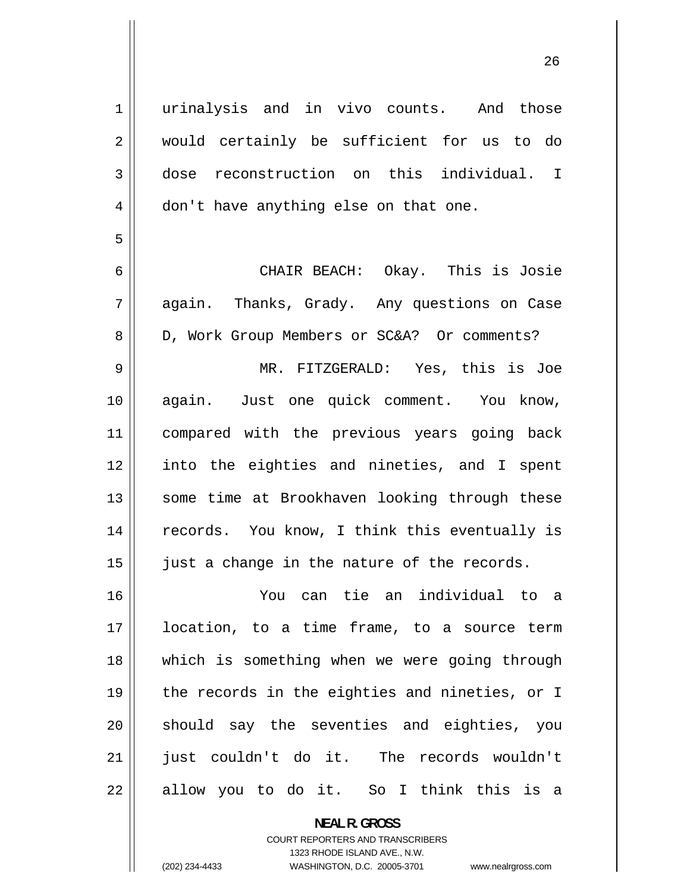urinalysis and in vivo counts. And those would certainly be sufficient for us to do dose reconstruction on this individual. I don't have anything else on that one.

CHAIR BEACH: Okay. This is Josie again. Thanks, Grady. Any questions on Case D, Work Group Members or SC&A? Or comments?

MR. FITZGERALD: Yes, this is Joe again. Just one quick comment. You know, compared with the previous years going back into the eighties and nineties, and I spent some time at Brookhaven looking through these records. You know, I think this eventually is just a change in the nature of the records.

You can tie an individual to a location, to a time frame, to a source term which is something when we were going through the records in the eighties and nineties, or I should say the seventies and eighties, you just couldn't do it. The records wouldn't allow you to do it. So I think this is a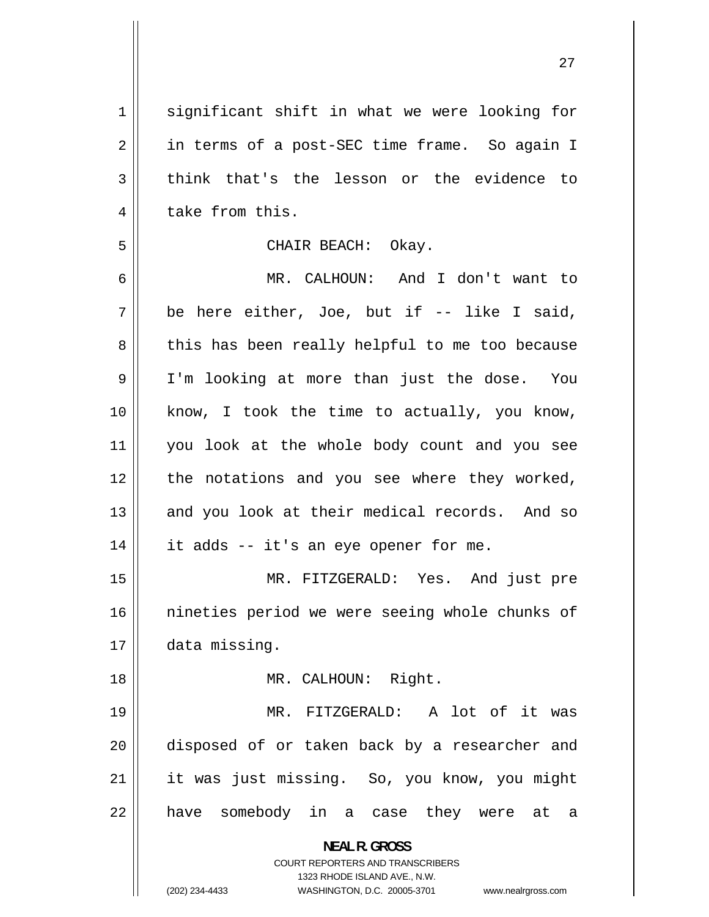significant shift in what we were looking for in terms of a post-SEC time frame. So again I think that's the lesson or the evidence to take from this.

CHAIR BEACH: Okay.

MR. CALHOUN: And I don't want to be here either, Joe, but if -- like I said, this has been really helpful to me too because I'm looking at more than just the dose. You know, I took the time to actually, you know, you look at the whole body count and you see the notations and you see where they worked, and you look at their medical records. And so it adds -- it's an eye opener for me.

MR. FITZGERALD: Yes. And just pre nineties period we were seeing whole chunks of data missing.

MR. CALHOUN: Right.

MR. FITZGERALD: A lot of it was disposed of or taken back by a researcher and it was just missing. So, you know, you might have somebody in a case they were at a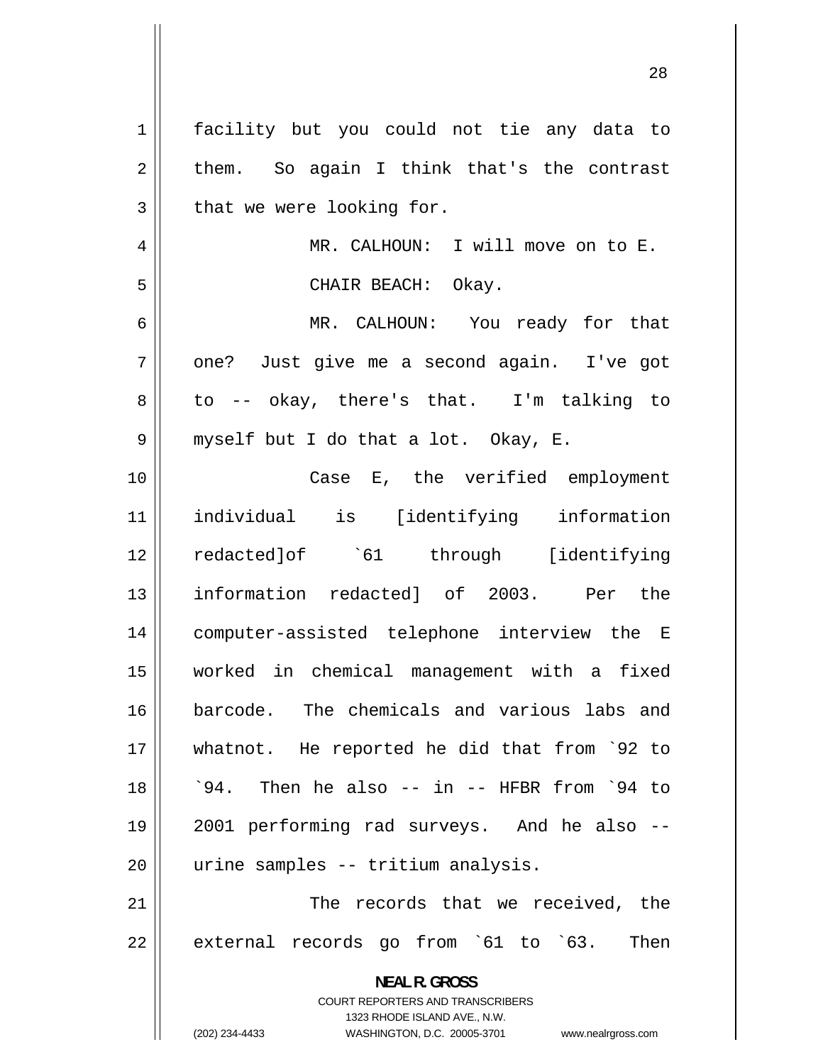facility but you could not tie any data to them. So again I think that's the contrast that we were looking for.

MR. CALHOUN: I will move on to E.

CHAIR BEACH: Okay.

MR. CALHOUN: You ready for that one? Just give me a second again. I've got to -- okay, there's that. I'm talking to myself but I do that a lot. Okay, E.

Case E, the verified employment individual is [identifying information redacted]of `61 through [identifying information redacted] of 2003. Per the computer-assisted telephone interview the E worked in chemical management with a fixed barcode. The chemicals and various labs and whatnot. He reported he did that from `92 to `94. Then he also -- in -- HFBR from `94 to 2001 performing rad surveys. And he also -- urine samples -- tritium analysis.

The records that we received, the external records go from `61 to `63. Then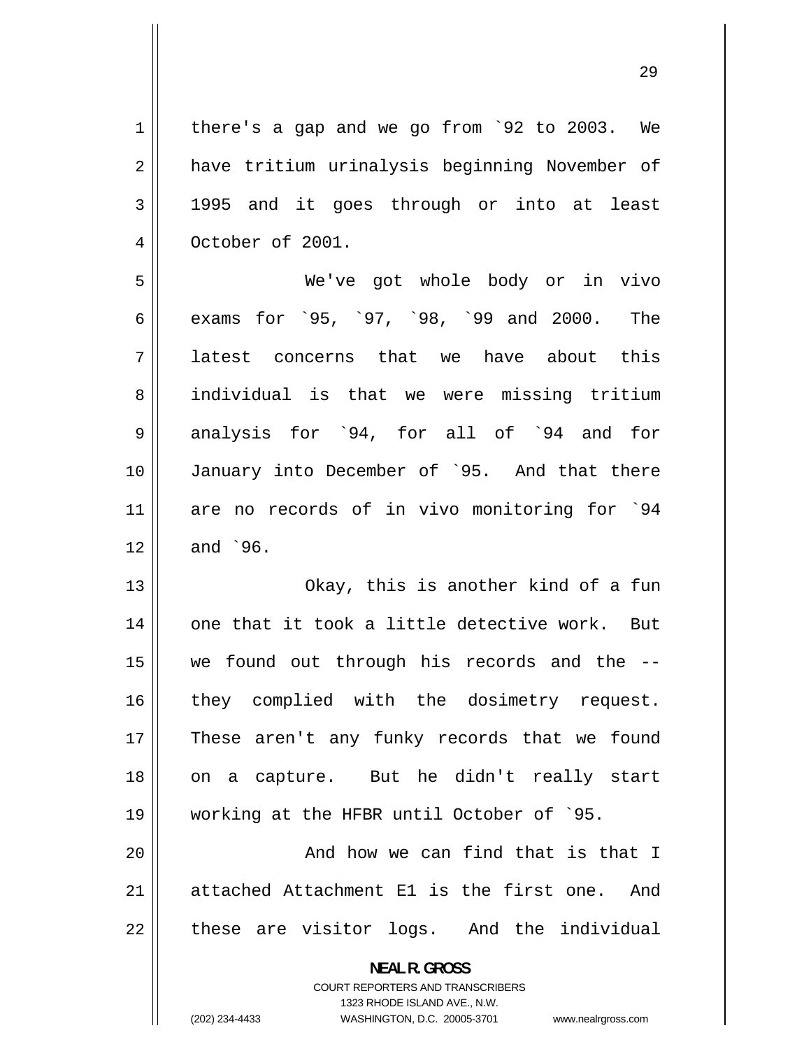there's a gap and we go from `92 to 2003. We have tritium urinalysis beginning November of 1995 and it goes through or into at least October of 2001.

We've got whole body or in vivo exams for `95, `97, `98, `99 and 2000. The latest concerns that we have about this individual is that we were missing tritium analysis for `94, for all of `94 and for January into December of `95. And that there are no records of in vivo monitoring for `94 and `96.

Okay, this is another kind of a fun one that it took a little detective work. But we found out through his records and the -- they complied with the dosimetry request. These aren't any funky records that we found on a capture. But he didn't really start working at the HFBR until October of `95.

And how we can find that is that I attached Attachment E1 is the first one. And these are visitor logs. And the individual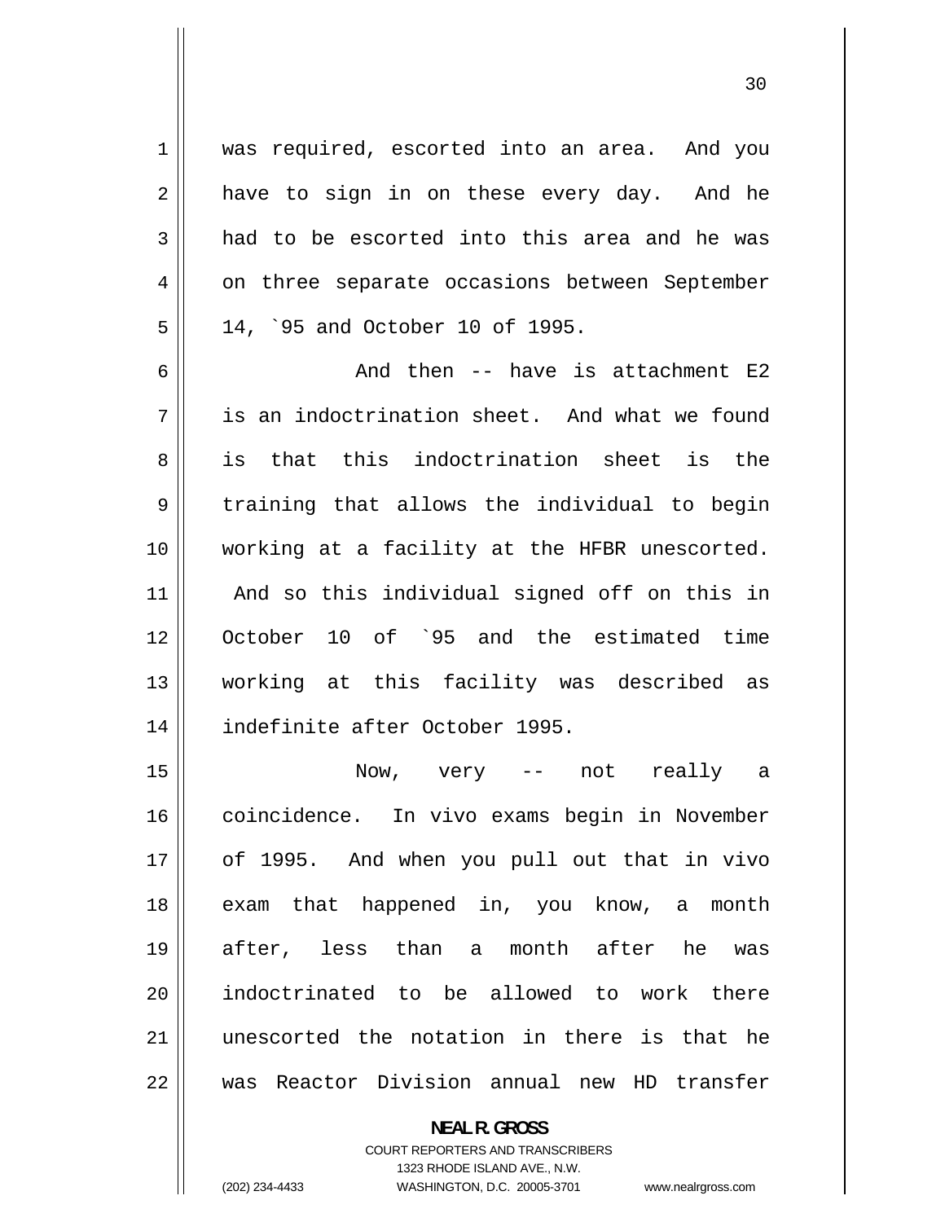was required, escorted into an area. And you have to sign in on these every day. And he had to be escorted into this area and he was on three separate occasions between September 14, `95 and October 10 of 1995.

And then -- have is attachment E2 is an indoctrination sheet. And what we found is that this indoctrination sheet is the training that allows the individual to begin working at a facility at the HFBR unescorted. And so this individual signed off on this in October 10 of `95 and the estimated time working at this facility was described as indefinite after October 1995.

Now, very -- not really a coincidence. In vivo exams begin in November of 1995. And when you pull out that in vivo exam that happened in, you know, a month after, less than a month after he was indoctrinated to be allowed to work there unescorted the notation in there is that he was Reactor Division annual new HD transfer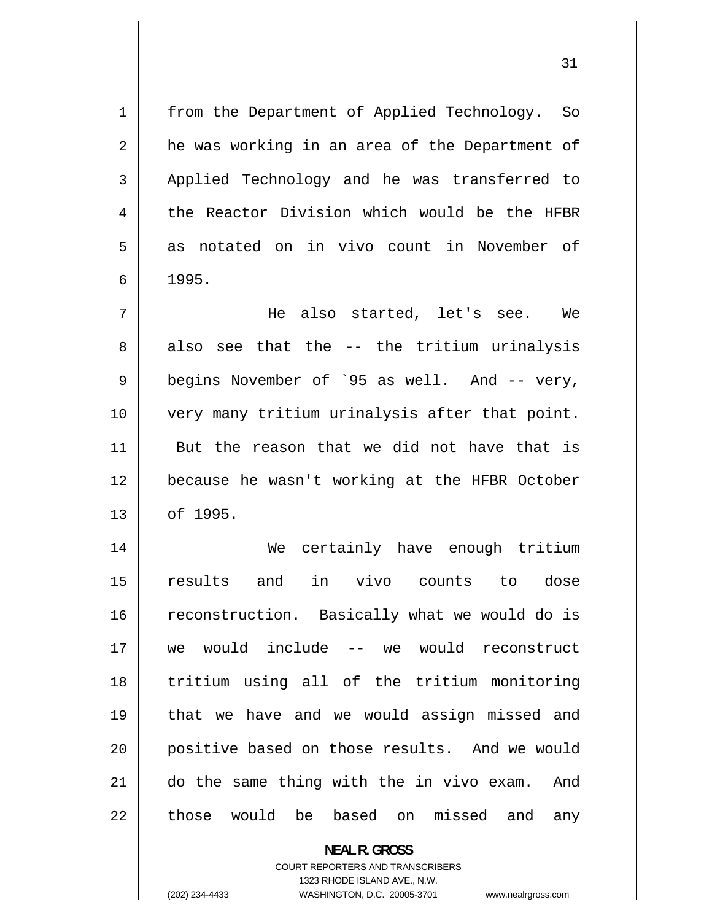from the Department of Applied Technology. So he was working in an area of the Department of Applied Technology and he was transferred to the Reactor Division which would be the HFBR as notated on in vivo count in November of 1995.

He also started, let's see. We also see that the -- the tritium urinalysis begins November of `95 as well. And -- very, very many tritium urinalysis after that point. But the reason that we did not have that is because he wasn't working at the HFBR October of 1995.

We certainly have enough tritium results and in vivo counts to dose reconstruction. Basically what we would do is we would include -- we would reconstruct tritium using all of the tritium monitoring that we have and we would assign missed and positive based on those results. And we would do the same thing with the in vivo exam. And those would be based on missed and any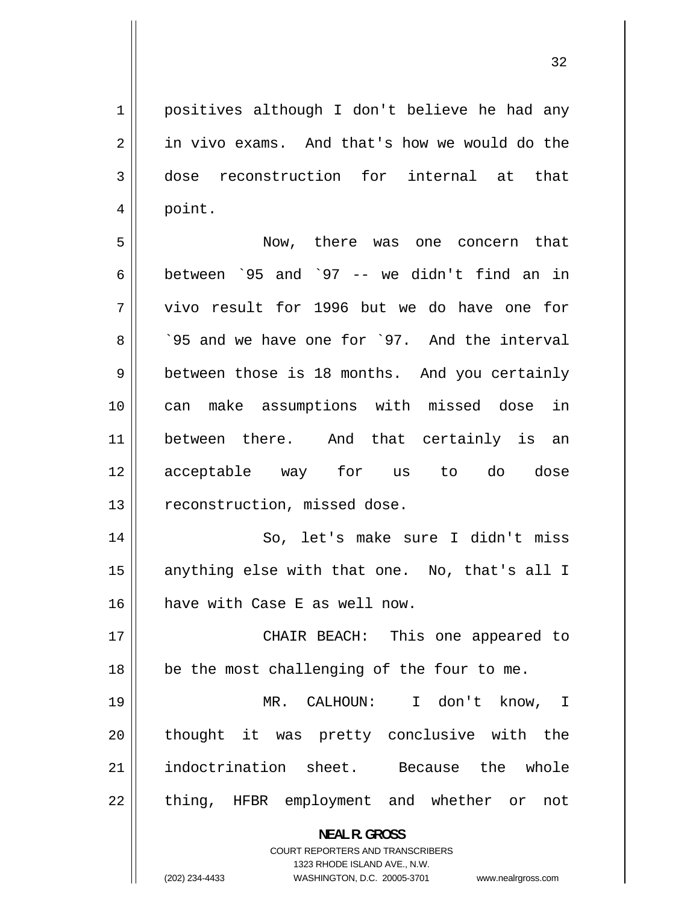positives although I don't believe he had any in vivo exams. And that's how we would do the dose reconstruction for internal at that point.

Now, there was one concern that between `95 and `97 -- we didn't find an in vivo result for 1996 but we do have one for `95 and we have one for `97. And the interval between those is 18 months. And you certainly can make assumptions with missed dose in between there. And that certainly is an acceptable way for us to do dose reconstruction, missed dose.

So, let's make sure I didn't miss anything else with that one. No, that's all I have with Case E as well now.

CHAIR BEACH: This one appeared to be the most challenging of the four to me.

MR. CALHOUN: I don't know, I thought it was pretty conclusive with the indoctrination sheet. Because the whole thing, HFBR employment and whether or not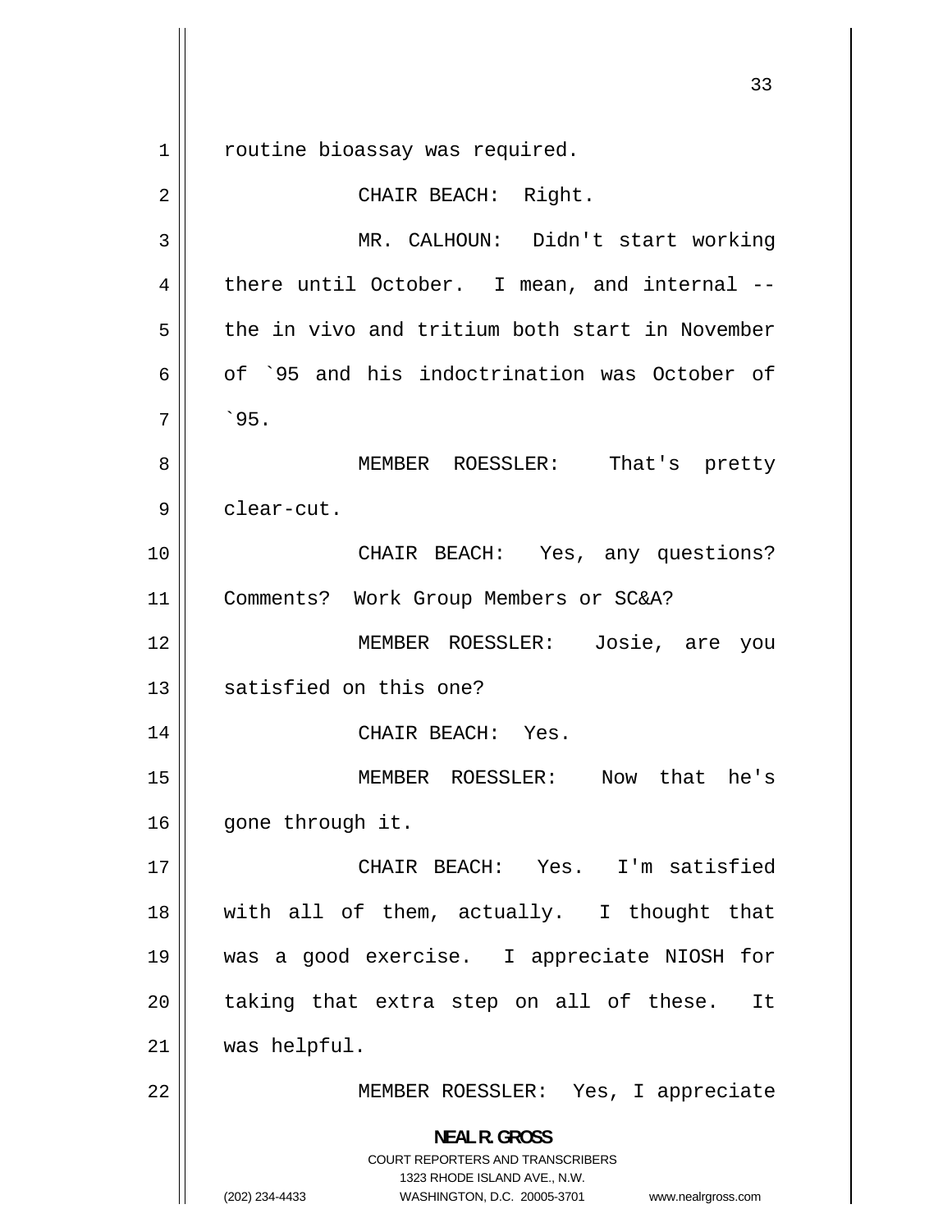routine bioassay was required.

CHAIR BEACH: Right.

MR. CALHOUN: Didn't start working there until October. I mean, and internal -- the in vivo and tritium both start in November of `95 and his indoctrination was October of `95.

MEMBER ROESSLER: That's pretty clear-cut.

CHAIR BEACH: Yes, any questions? Comments? Work Group Members or SC&A?

MEMBER ROESSLER: Josie, are you satisfied on this one?

CHAIR BEACH: Yes.

MEMBER ROESSLER: Now that he's gone through it.

CHAIR BEACH: Yes. I'm satisfied with all of them, actually. I thought that was a good exercise. I appreciate NIOSH for taking that extra step on all of these. It was helpful.

MEMBER ROESSLER: Yes, I appreciate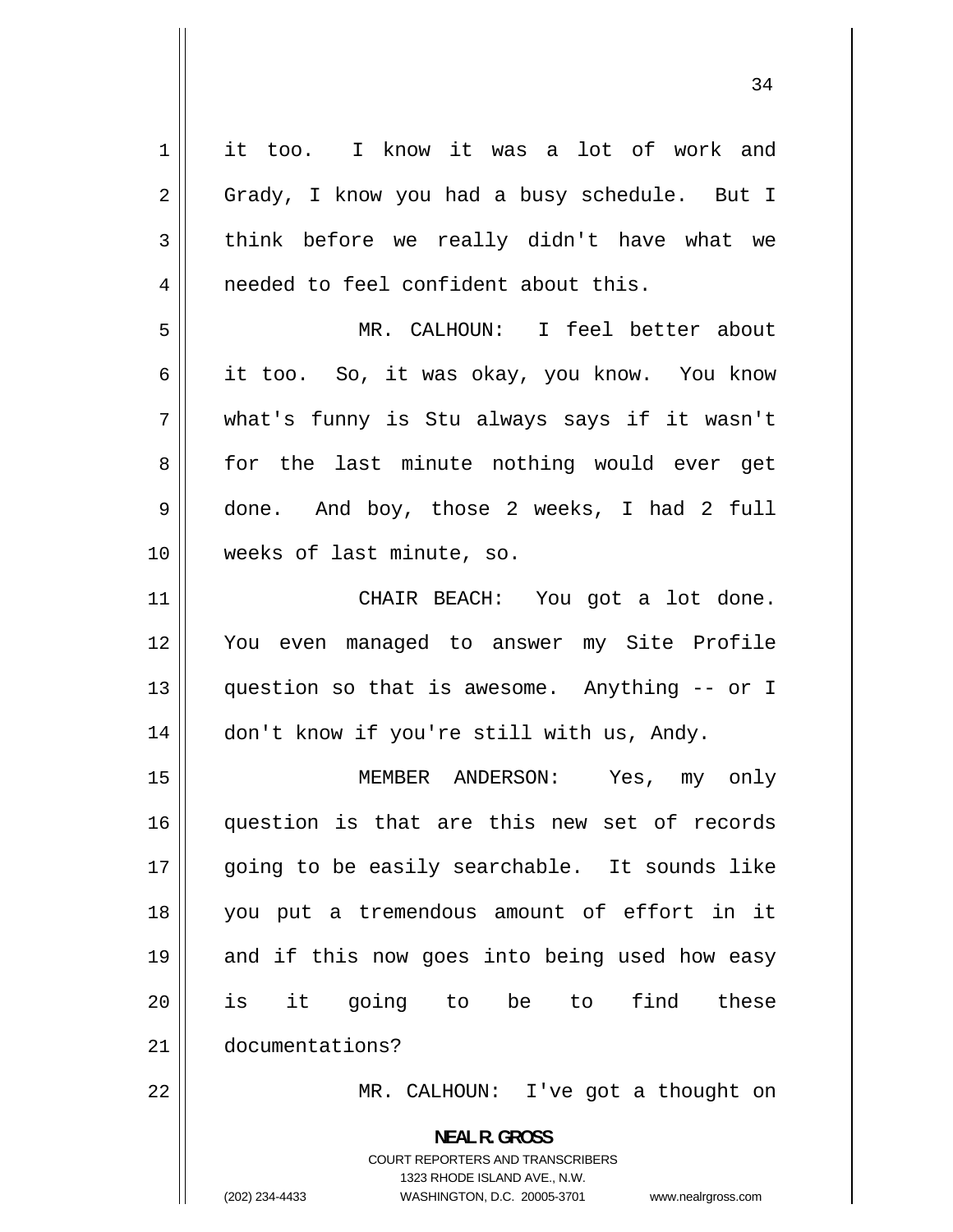it too. I know it was a lot of work and Grady, I know you had a busy schedule. But I think before we really didn't have what we needed to feel confident about this.

MR. CALHOUN: I feel better about it too. So, it was okay, you know. You know what's funny is Stu always says if it wasn't for the last minute nothing would ever get done. And boy, those 2 weeks, I had 2 full weeks of last minute, so.

CHAIR BEACH: You got a lot done. You even managed to answer my Site Profile question so that is awesome. Anything -- or I don't know if you're still with us, Andy.

MEMBER ANDERSON: Yes, my only question is that are this new set of records going to be easily searchable. It sounds like you put a tremendous amount of effort in it and if this now goes into being used how easy is it going to be to find these documentations?

MR. CALHOUN: I've got a thought on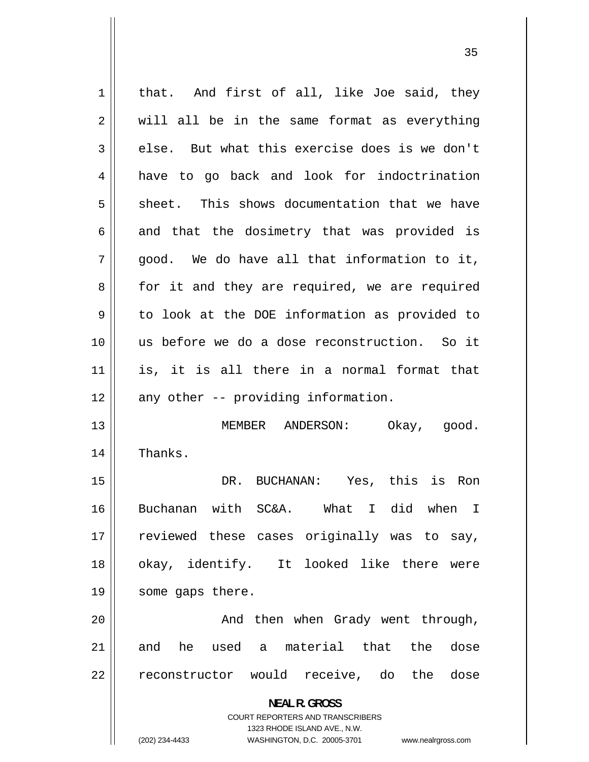that. And first of all, like Joe said, they will all be in the same format as everything else. But what this exercise does is we don't have to go back and look for indoctrination sheet. This shows documentation that we have and that the dosimetry that was provided is good. We do have all that information to it, for it and they are required, we are required to look at the DOE information as provided to us before we do a dose reconstruction. So it is, it is all there in a normal format that any other -- providing information.

MEMBER ANDERSON: Okay, good. Thanks.

DR. BUCHANAN: Yes, this is Ron Buchanan with SC&A. What I did when I reviewed these cases originally was to say, okay, identify. It looked like there were some gaps there.

And then when Grady went through, and he used a material that the dose reconstructor would receive, do the dose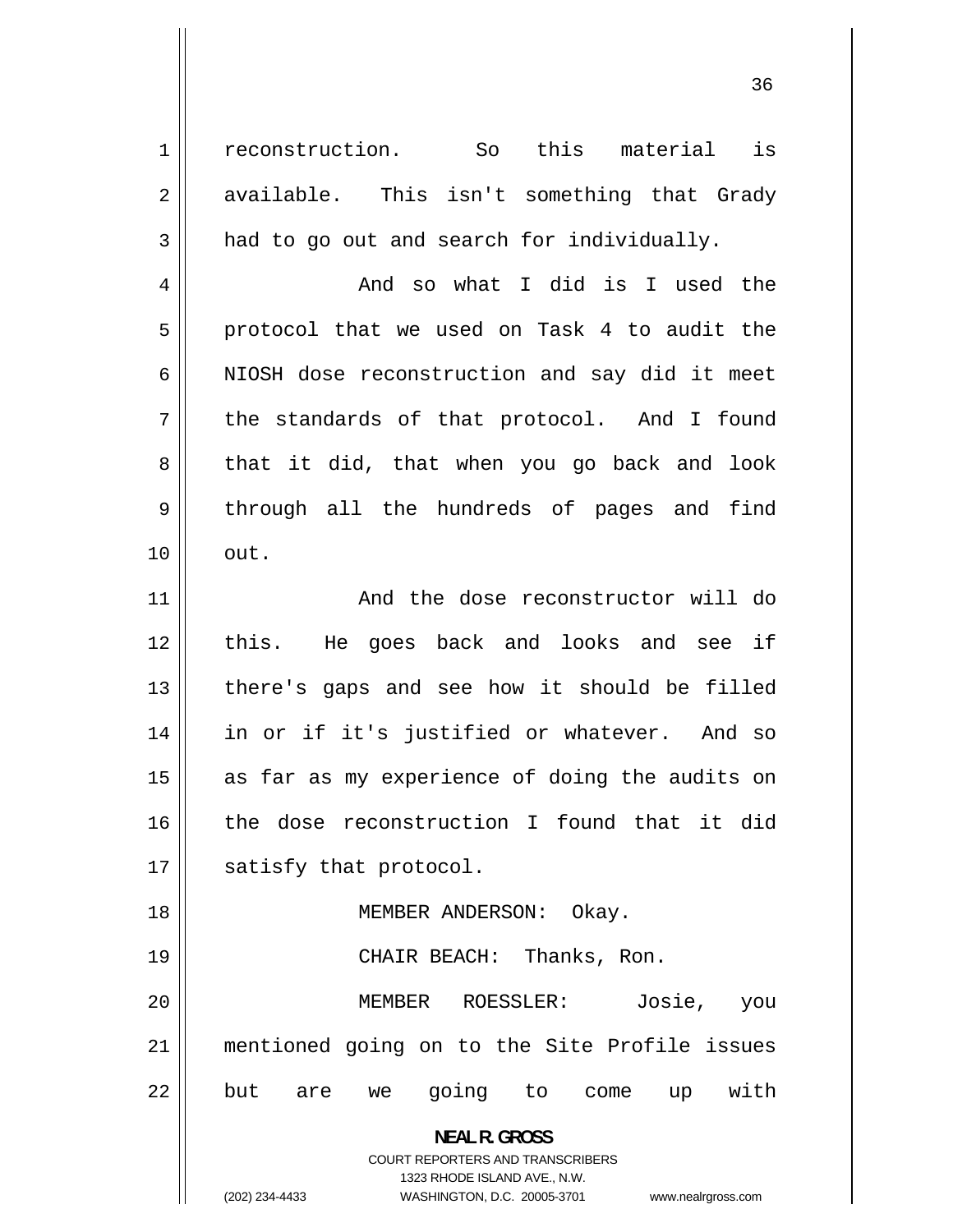reconstruction. So this material is available. This isn't something that Grady had to go out and search for individually.

And so what I did is I used the protocol that we used on Task 4 to audit the NIOSH dose reconstruction and say did it meet the standards of that protocol. And I found that it did, that when you go back and look through all the hundreds of pages and find out.

And the dose reconstructor will do this. He goes back and looks and see if there's gaps and see how it should be filled in or if it's justified or whatever. And so as far as my experience of doing the audits on the dose reconstruction I found that it did satisfy that protocol.

MEMBER ANDERSON: Okay.

CHAIR BEACH: Thanks, Ron.

MEMBER ROESSLER: Josie, you mentioned going on to the Site Profile issues but are we going to come up with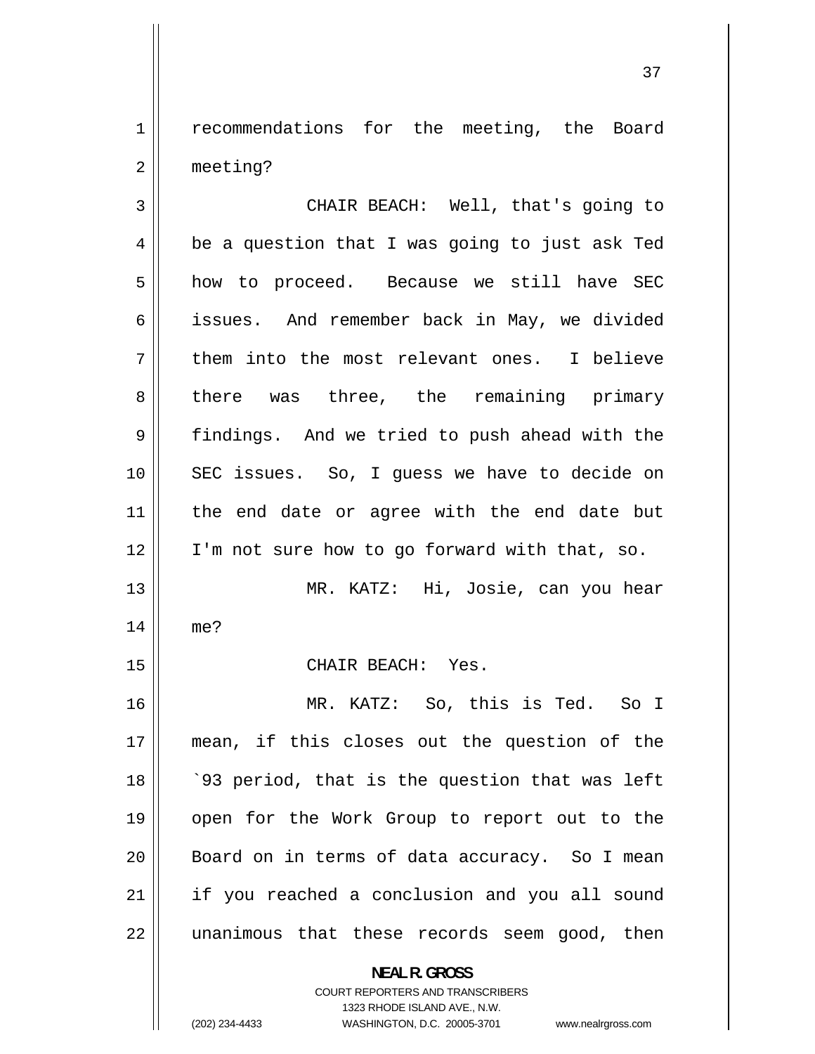recommendations for the meeting, the Board meeting?

CHAIR BEACH: Well, that's going to be a question that I was going to just ask Ted how to proceed. Because we still have SEC issues. And remember back in May, we divided them into the most relevant ones. I believe there was three, the remaining primary findings. And we tried to push ahead with the SEC issues. So, I guess we have to decide on the end date or agree with the end date but I'm not sure how to go forward with that, so.

MR. KATZ: Hi, Josie, can you hear me?

CHAIR BEACH: Yes.

MR. KATZ: So, this is Ted. So I mean, if this closes out the question of the `93 period, that is the question that was left open for the Work Group to report out to the Board on in terms of data accuracy. So I mean if you reached a conclusion and you all sound unanimous that these records seem good, then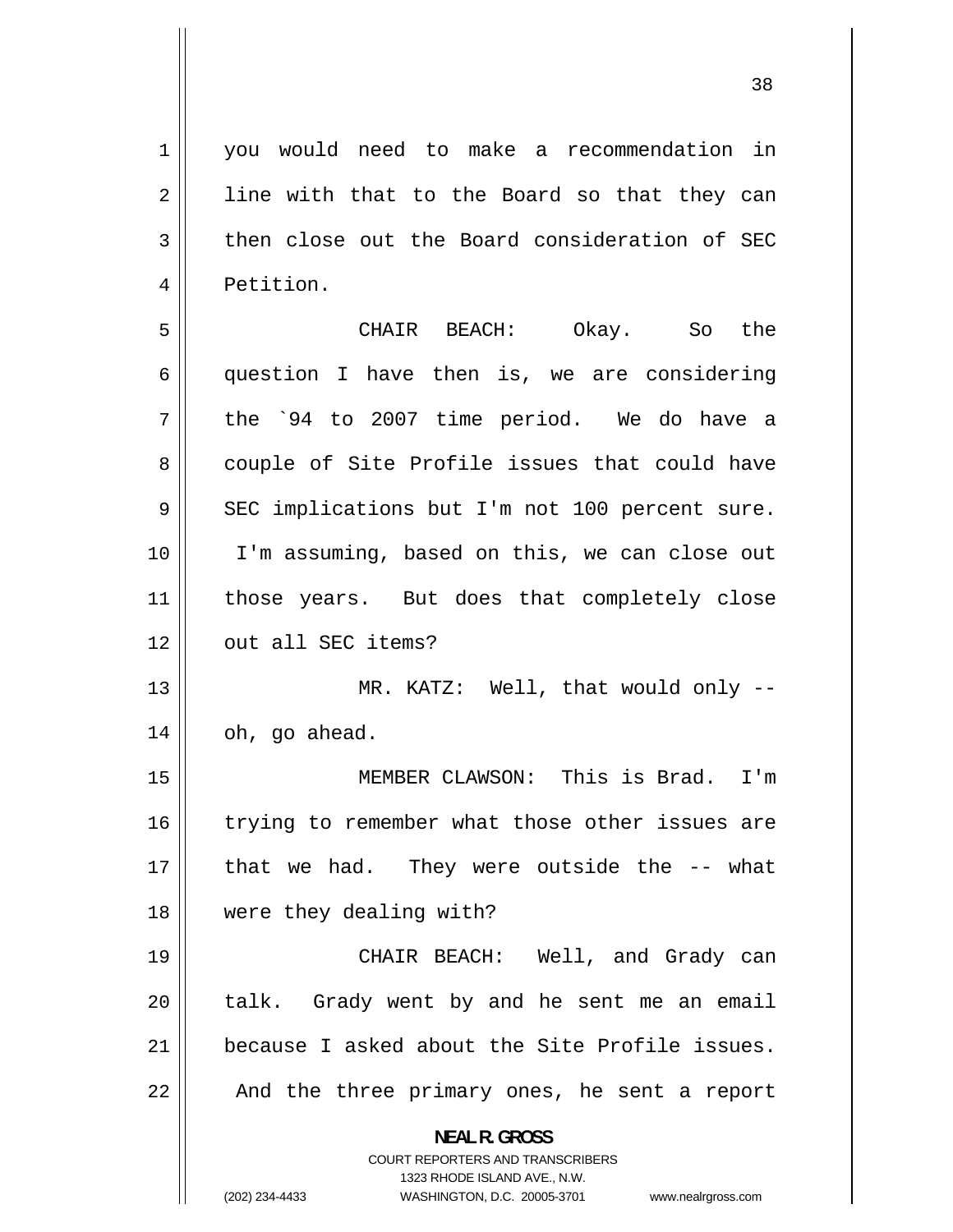you would need to make a recommendation in line with that to the Board so that they can then close out the Board consideration of SEC Petition.

CHAIR BEACH: Okay. So the question I have then is, we are considering the `94 to 2007 time period. We do have a couple of Site Profile issues that could have SEC implications but I'm not 100 percent sure. I'm assuming, based on this, we can close out those years. But does that completely close out all SEC items?

MR. KATZ: Well, that would only -- oh, go ahead.

MEMBER CLAWSON: This is Brad. I'm trying to remember what those other issues are that we had. They were outside the -- what were they dealing with?

CHAIR BEACH: Well, and Grady can talk. Grady went by and he sent me an email because I asked about the Site Profile issues. And the three primary ones, he sent a report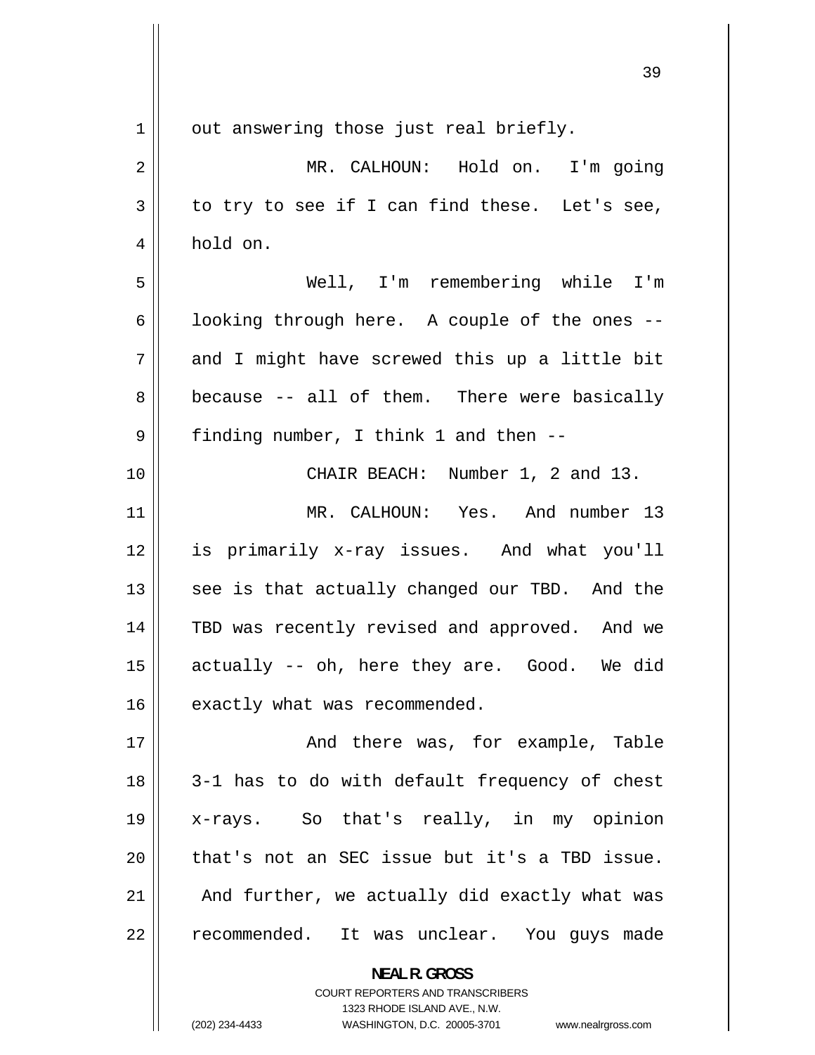out answering those just real briefly.

MR. CALHOUN: Hold on. I'm going to try to see if I can find these. Let's see, hold on.

Well, I'm remembering while I'm looking through here. A couple of the ones -- and I might have screwed this up a little bit because -- all of them. There were basically finding number, I think 1 and then --

CHAIR BEACH: Number 1, 2 and 13.

MR. CALHOUN: Yes. And number 13 is primarily x-ray issues. And what you'll see is that actually changed our TBD. And the TBD was recently revised and approved. And we actually -- oh, here they are. Good. We did exactly what was recommended.

And there was, for example, Table 3-1 has to do with default frequency of chest x-rays. So that's really, in my opinion that's not an SEC issue but it's a TBD issue. And further, we actually did exactly what was recommended. It was unclear. You guys made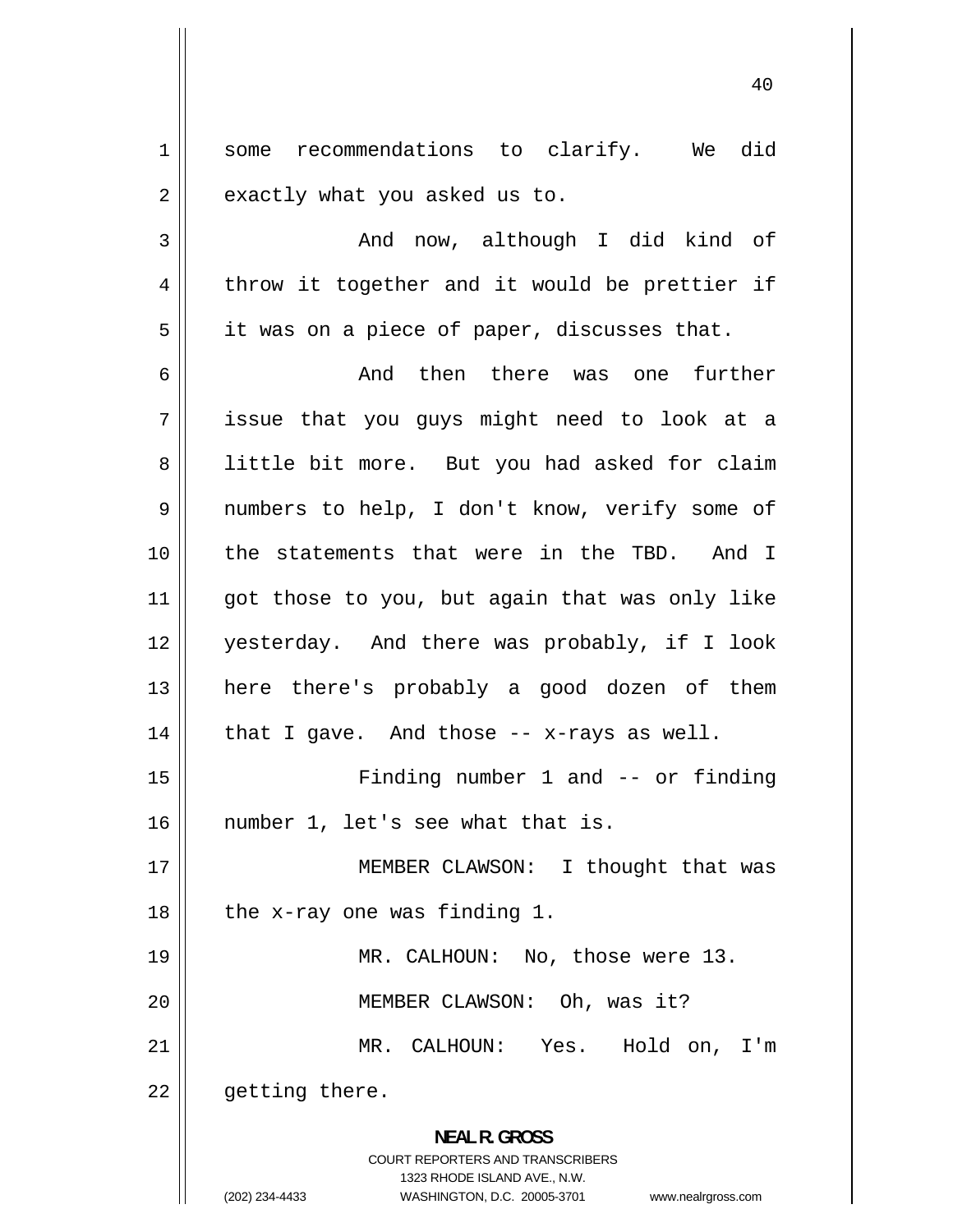some recommendations to clarify. We did exactly what you asked us to.

And now, although I did kind of throw it together and it would be prettier if it was on a piece of paper, discusses that.

And then there was one further issue that you guys might need to look at a little bit more. But you had asked for claim numbers to help, I don't know, verify some of the statements that were in the TBD. And I got those to you, but again that was only like yesterday. And there was probably, if I look here there's probably a good dozen of them that I gave. And those -- x-rays as well.

Finding number 1 and -- or finding number 1, let's see what that is.

MEMBER CLAWSON: I thought that was the x-ray one was finding 1.

MR. CALHOUN: No, those were 13.

MEMBER CLAWSON: Oh, was it?

MR. CALHOUN: Yes. Hold on, I'm getting there.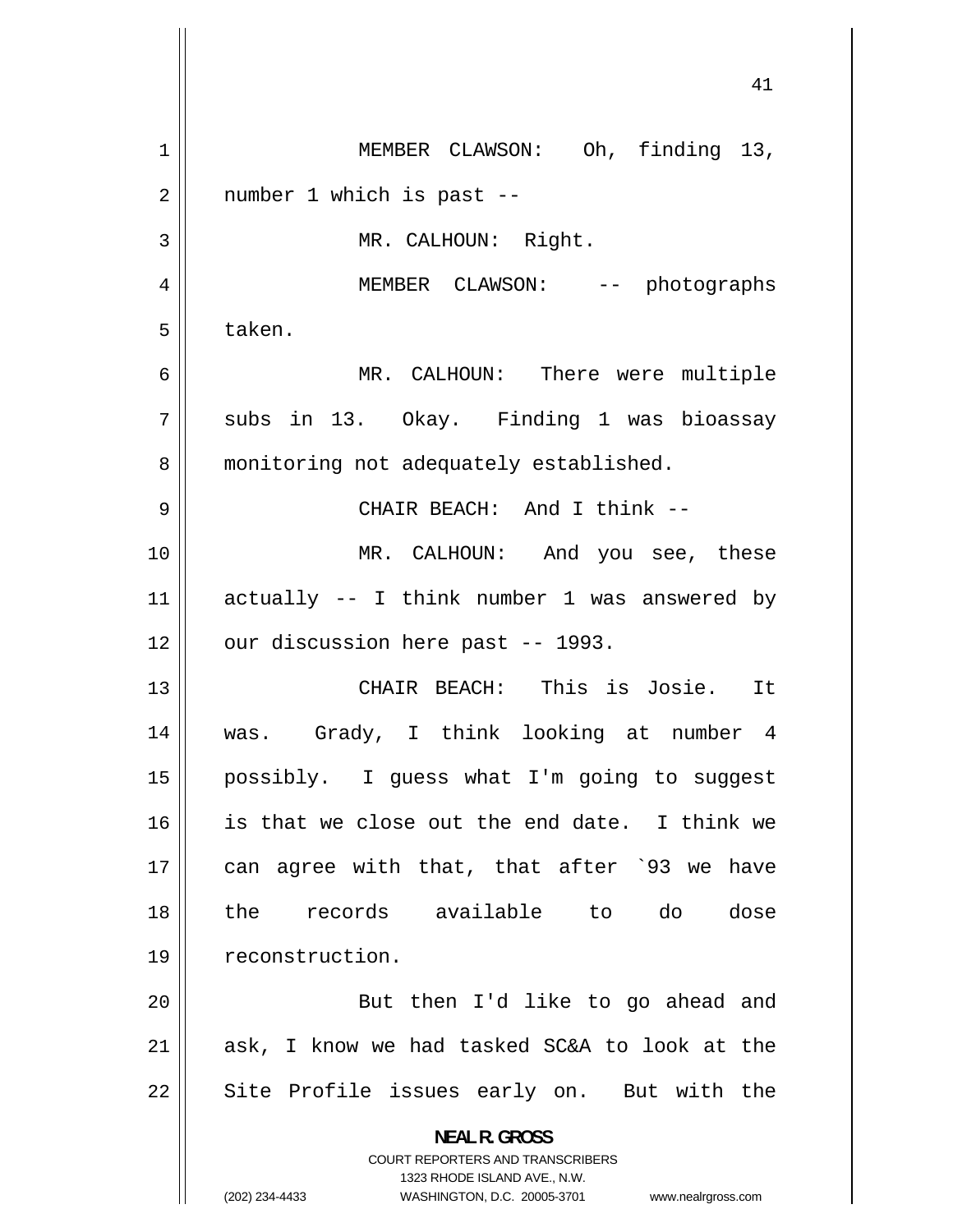MEMBER CLAWSON: Oh, finding 13, number 1 which is past --

MR. CALHOUN: Right.

MEMBER CLAWSON: -- photographs taken.

MR. CALHOUN: There were multiple subs in 13. Okay. Finding 1 was bioassay monitoring not adequately established.

CHAIR BEACH: And I think --

MR. CALHOUN: And you see, these actually -- I think number 1 was answered by our discussion here past -- 1993.

CHAIR BEACH: This is Josie. It was. Grady, I think looking at number 4 possibly. I guess what I'm going to suggest is that we close out the end date. I think we can agree with that, that after `93 we have the records available to do dose reconstruction.

But then I'd like to go ahead and ask, I know we had tasked SC&A to look at the Site Profile issues early on. But with the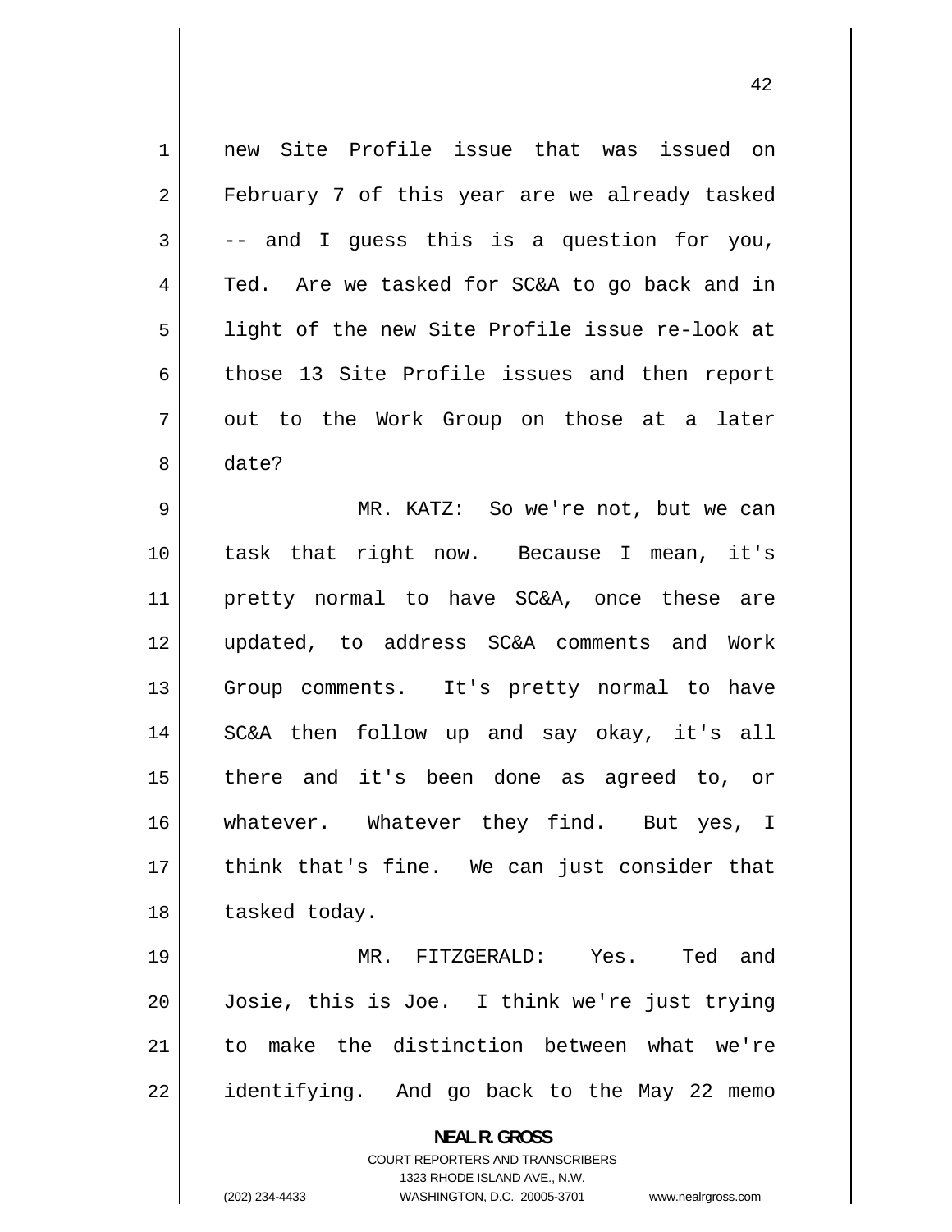new Site Profile issue that was issued on February 7 of this year are we already tasked -- and I guess this is a question for you, Ted. Are we tasked for SC&A to go back and in light of the new Site Profile issue re-look at those 13 Site Profile issues and then report out to the Work Group on those at a later date?

MR. KATZ: So we're not, but we can task that right now. Because I mean, it's pretty normal to have SC&A, once these are updated, to address SC&A comments and Work Group comments. It's pretty normal to have SC&A then follow up and say okay, it's all there and it's been done as agreed to, or whatever. Whatever they find. But yes, I think that's fine. We can just consider that tasked today.

MR. FITZGERALD: Yes. Ted and Josie, this is Joe. I think we're just trying to make the distinction between what we're identifying. And go back to the May 22 memo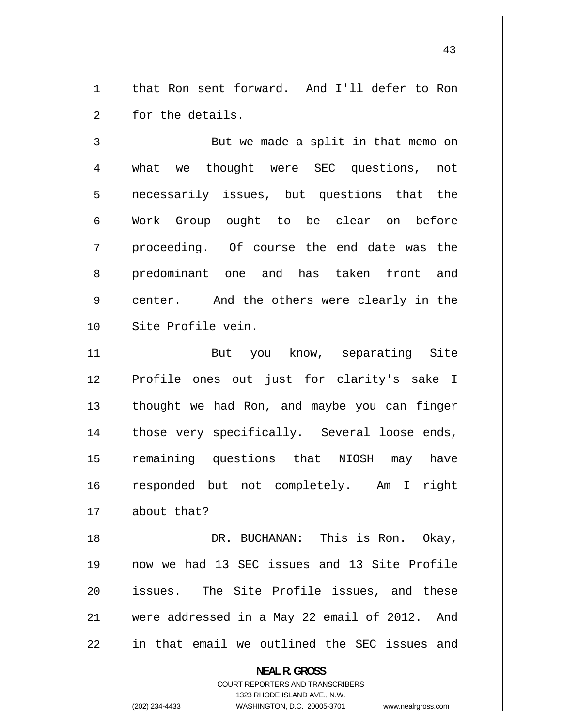that Ron sent forward. And I'll defer to Ron for the details.

But we made a split in that memo on what we thought were SEC questions, not necessarily issues, but questions that the Work Group ought to be clear on before proceeding. Of course the end date was the predominant one and has taken front and center. And the others were clearly in the Site Profile vein.

But you know, separating Site Profile ones out just for clarity's sake I thought we had Ron, and maybe you can finger those very specifically. Several loose ends, remaining questions that NIOSH may have responded but not completely. Am I right about that?

DR. BUCHANAN: This is Ron. Okay, now we had 13 SEC issues and 13 Site Profile issues. The Site Profile issues, and these were addressed in a May 22 email of 2012. And in that email we outlined the SEC issues and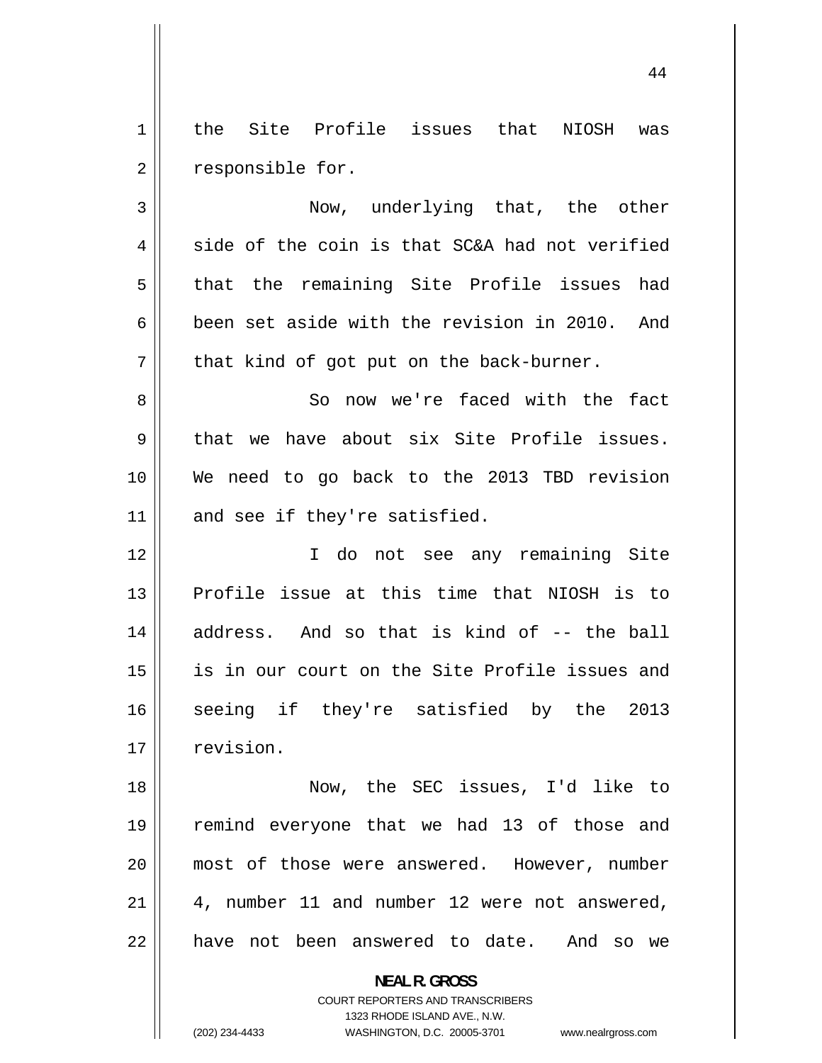the Site Profile issues that NIOSH was responsible for.

Now, underlying that, the other side of the coin is that SC&A had not verified that the remaining Site Profile issues had been set aside with the revision in 2010. And that kind of got put on the back-burner.

So now we're faced with the fact that we have about six Site Profile issues. We need to go back to the 2013 TBD revision and see if they're satisfied.

I do not see any remaining Site Profile issue at this time that NIOSH is to address. And so that is kind of -- the ball is in our court on the Site Profile issues and seeing if they're satisfied by the 2013 revision.

Now, the SEC issues, I'd like to remind everyone that we had 13 of those and most of those were answered. However, number 4, number 11 and number 12 were not answered, have not been answered to date. And so we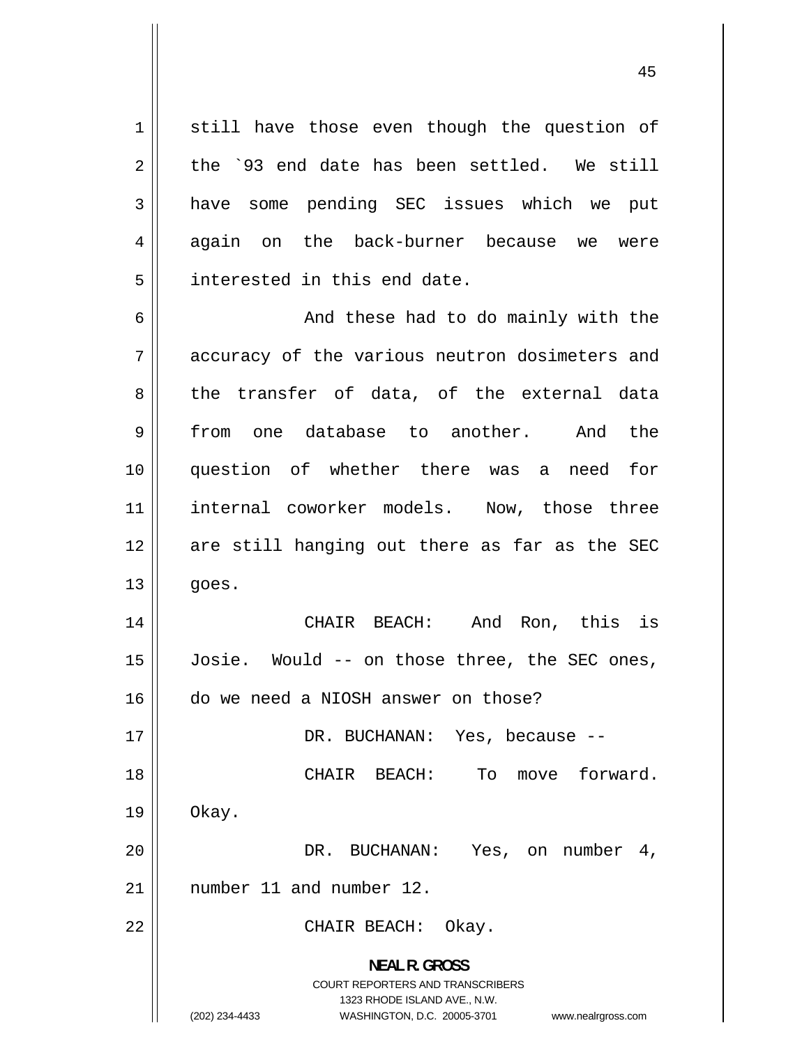still have those even though the question of the `93 end date has been settled. We still have some pending SEC issues which we put again on the back-burner because we were interested in this end date.

And these had to do mainly with the accuracy of the various neutron dosimeters and the transfer of data, of the external data from one database to another. And the question of whether there was a need for internal coworker models. Now, those three are still hanging out there as far as the SEC goes.

CHAIR BEACH: And Ron, this is Josie. Would -- on those three, the SEC ones, do we need a NIOSH answer on those?

DR. BUCHANAN: Yes, because --

CHAIR BEACH: To move forward. Okay.

DR. BUCHANAN: Yes, on number 4, number 11 and number 12.

CHAIR BEACH: Okay.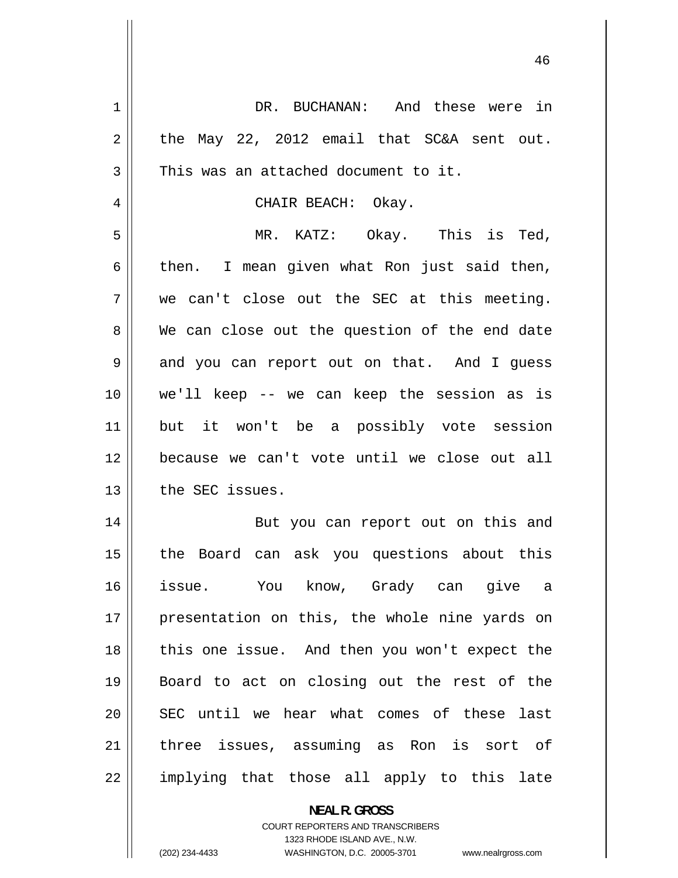DR. BUCHANAN: And these were in the May 22, 2012 email that SC&A sent out. This was an attached document to it.

CHAIR BEACH: Okay.

MR. KATZ: Okay. This is Ted, then. I mean given what Ron just said then, we can't close out the SEC at this meeting. We can close out the question of the end date and you can report out on that. And I guess we'll keep -- we can keep the session as is but it won't be a possibly vote session because we can't vote until we close out all the SEC issues.

But you can report out on this and the Board can ask you questions about this issue. You know, Grady can give a presentation on this, the whole nine yards on this one issue. And then you won't expect the Board to act on closing out the rest of the SEC until we hear what comes of these last three issues, assuming as Ron is sort of implying that those all apply to this late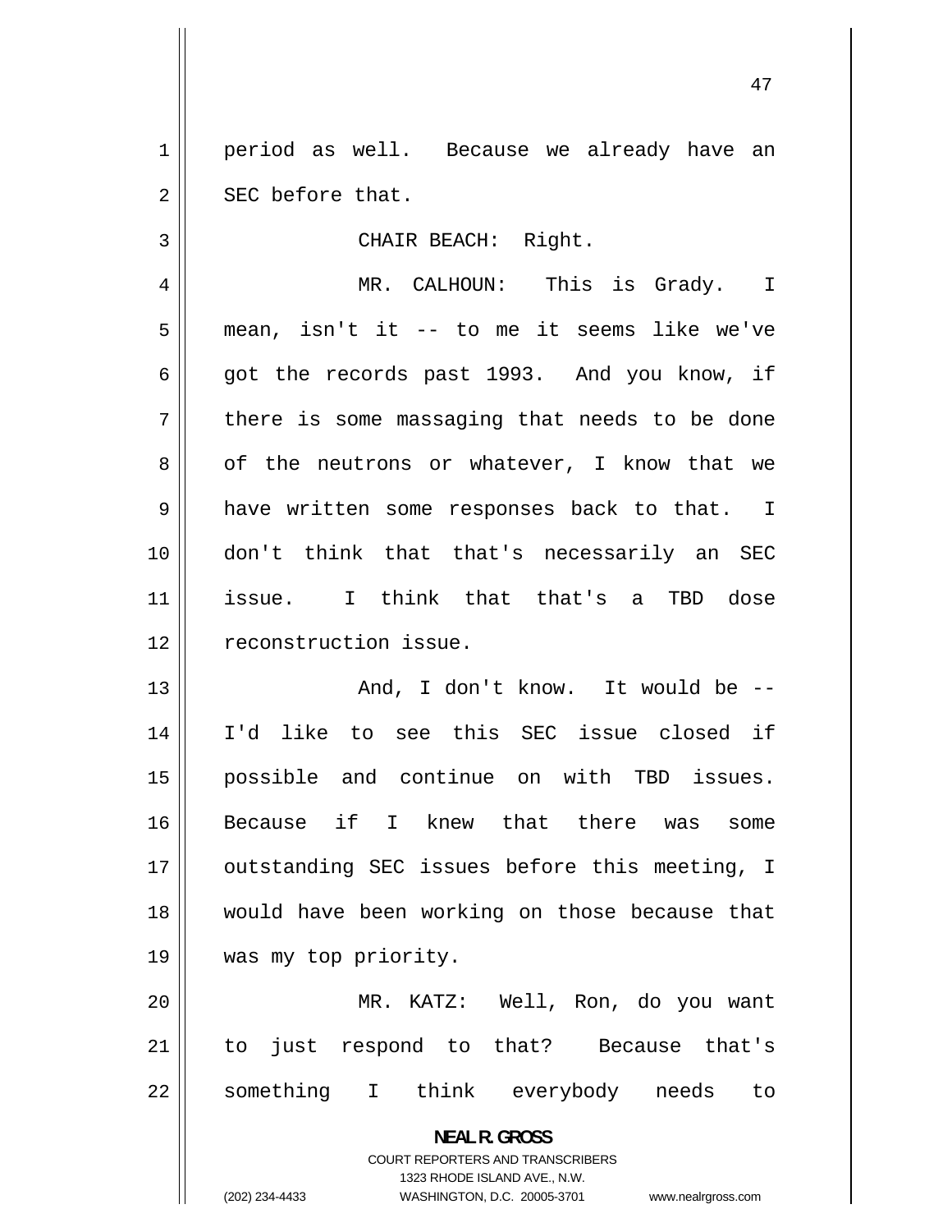period as well. Because we already have an SEC before that.

CHAIR BEACH: Right.

MR. CALHOUN: This is Grady. I mean, isn't it -- to me it seems like we've got the records past 1993. And you know, if there is some massaging that needs to be done of the neutrons or whatever, I know that we have written some responses back to that. I don't think that that's necessarily an SEC issue. I think that that's a TBD dose reconstruction issue.

And, I don't know. It would be -- I'd like to see this SEC issue closed if possible and continue on with TBD issues. Because if I knew that there was some outstanding SEC issues before this meeting, I would have been working on those because that was my top priority.

MR. KATZ: Well, Ron, do you want to just respond to that? Because that's something I think everybody needs to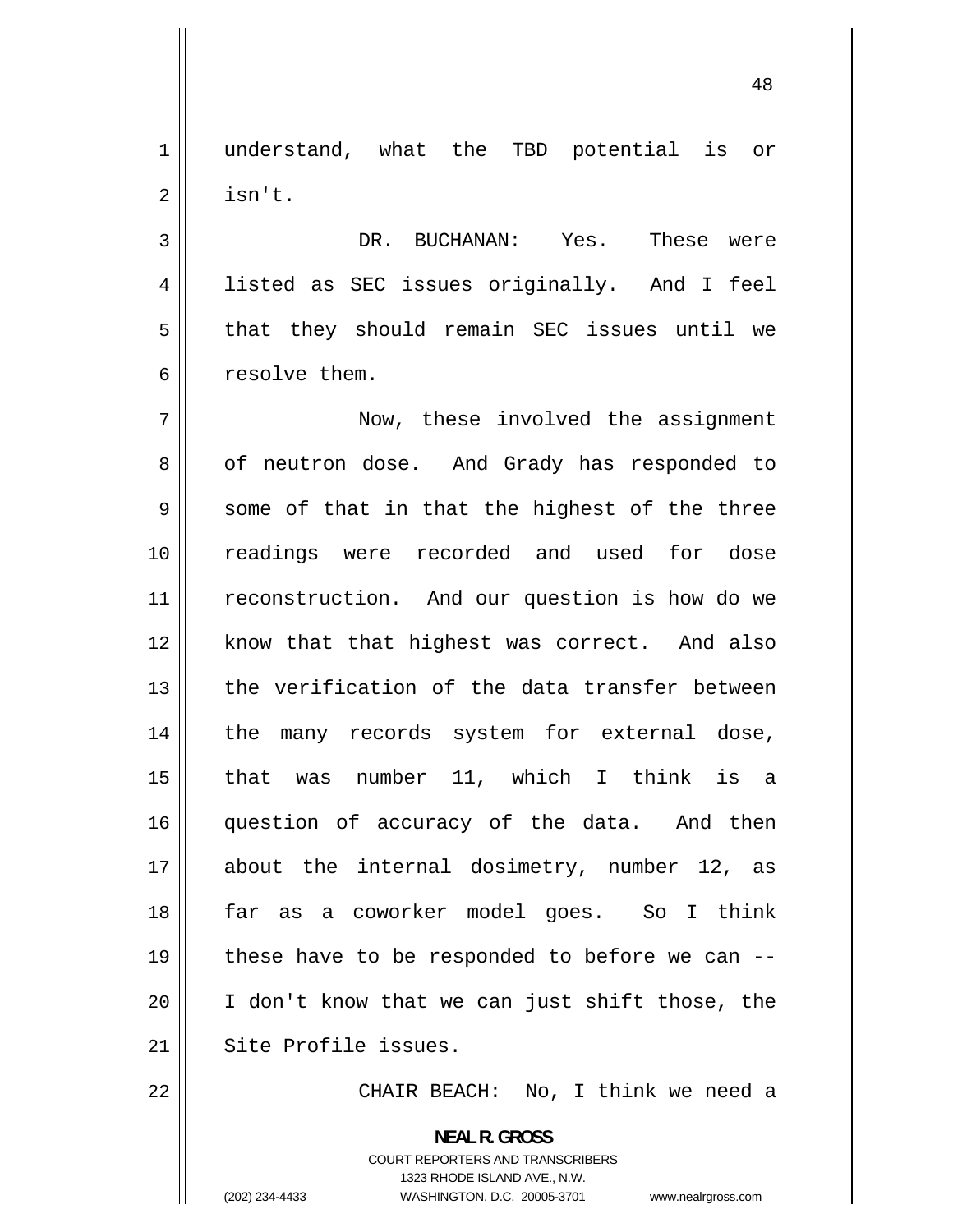understand, what the TBD potential is or isn't.

DR. BUCHANAN: Yes. These were listed as SEC issues originally. And I feel that they should remain SEC issues until we resolve them.

Now, these involved the assignment of neutron dose. And Grady has responded to some of that in that the highest of the three readings were recorded and used for dose reconstruction. And our question is how do we know that that highest was correct. And also the verification of the data transfer between the many records system for external dose, that was number 11, which I think is a question of accuracy of the data. And then about the internal dosimetry, number 12, as far as a coworker model goes. So I think these have to be responded to before we can -- I don't know that we can just shift those, the Site Profile issues.

CHAIR BEACH: No, I think we need a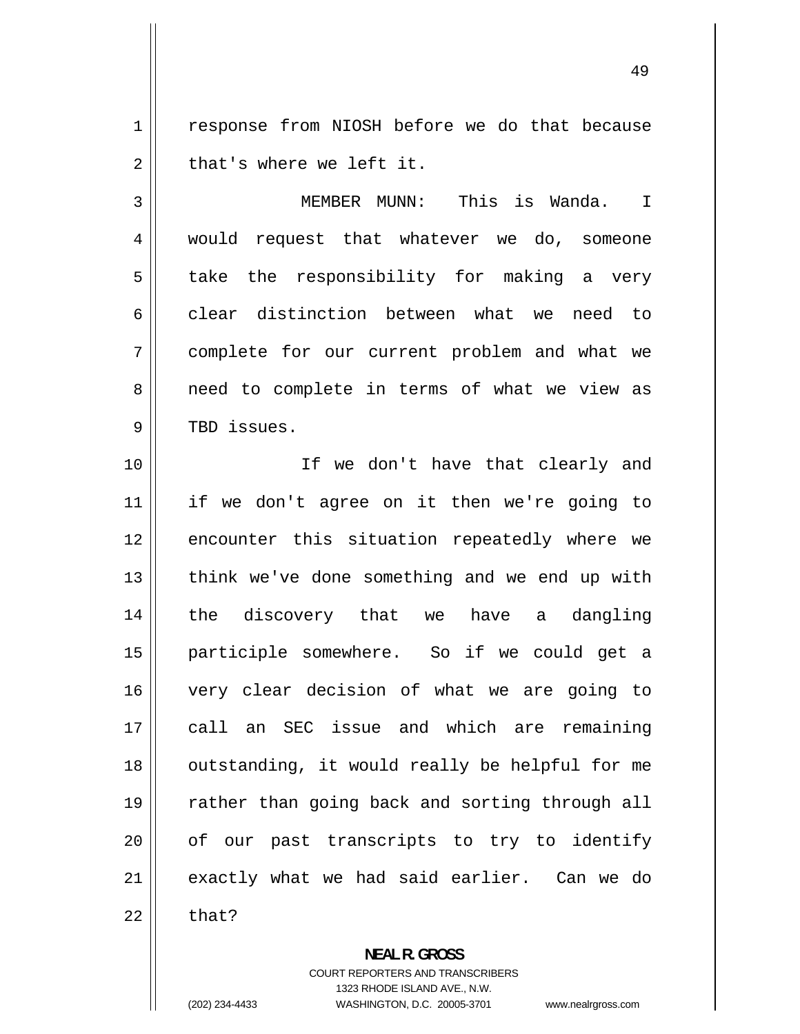response from NIOSH before we do that because that's where we left it.

MEMBER MUNN: This is Wanda. I would request that whatever we do, someone take the responsibility for making a very clear distinction between what we need to complete for our current problem and what we need to complete in terms of what we view as TBD issues.

If we don't have that clearly and if we don't agree on it then we're going to encounter this situation repeatedly where we think we've done something and we end up with the discovery that we have a dangling participle somewhere. So if we could get a very clear decision of what we are going to call an SEC issue and which are remaining outstanding, it would really be helpful for me rather than going back and sorting through all of our past transcripts to try to identify exactly what we had said earlier. Can we do that?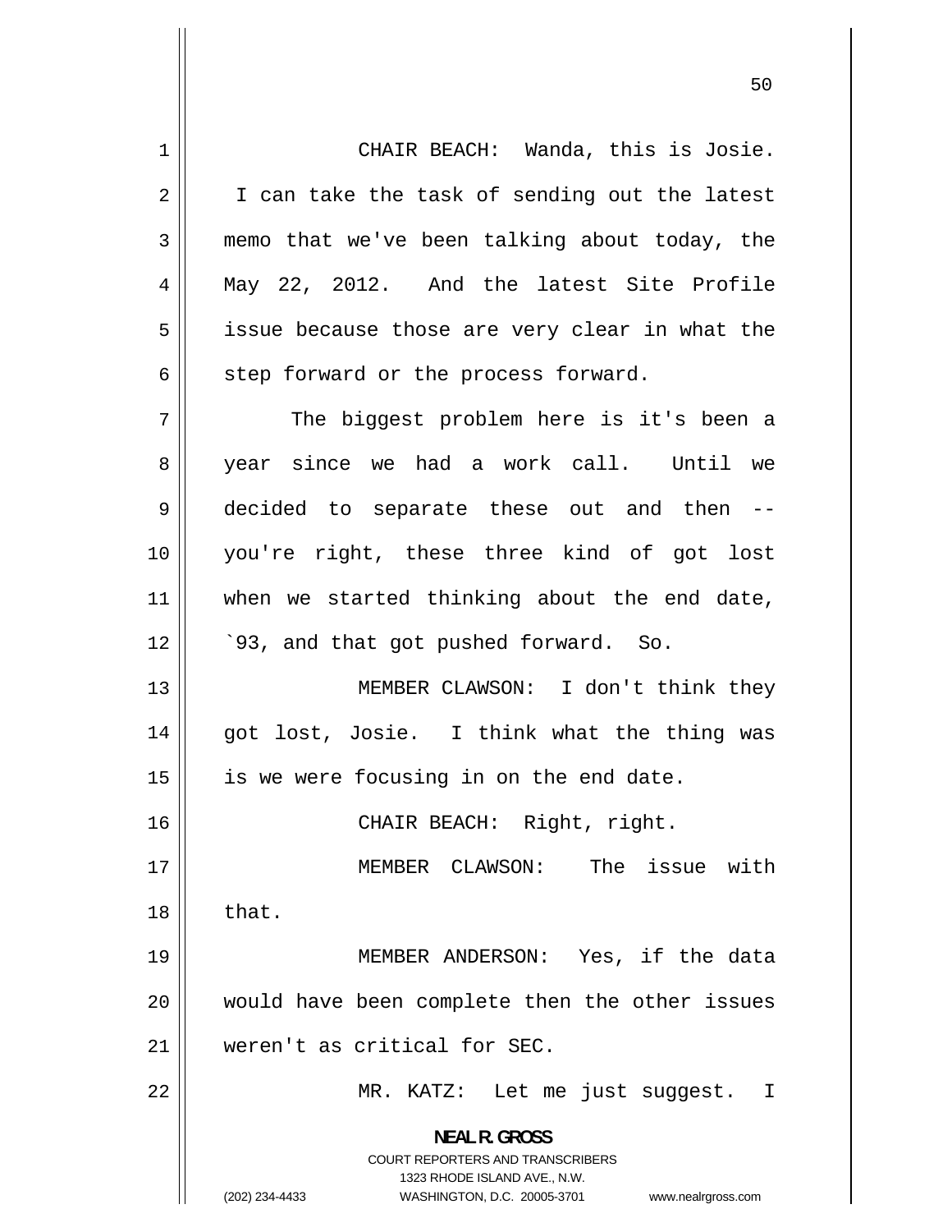CHAIR BEACH: Wanda, this is Josie. I can take the task of sending out the latest memo that we've been talking about today, the May 22, 2012. And the latest Site Profile issue because those are very clear in what the step forward or the process forward.

The biggest problem here is it's been a year since we had a work call. Until we decided to separate these out and then -- you're right, these three kind of got lost when we started thinking about the end date, `93, and that got pushed forward. So.

MEMBER CLAWSON: I don't think they got lost, Josie. I think what the thing was is we were focusing in on the end date.

CHAIR BEACH: Right, right.

MEMBER CLAWSON: The issue with that.

MEMBER ANDERSON: Yes, if the data would have been complete then the other issues weren't as critical for SEC.

MR. KATZ: Let me just suggest. I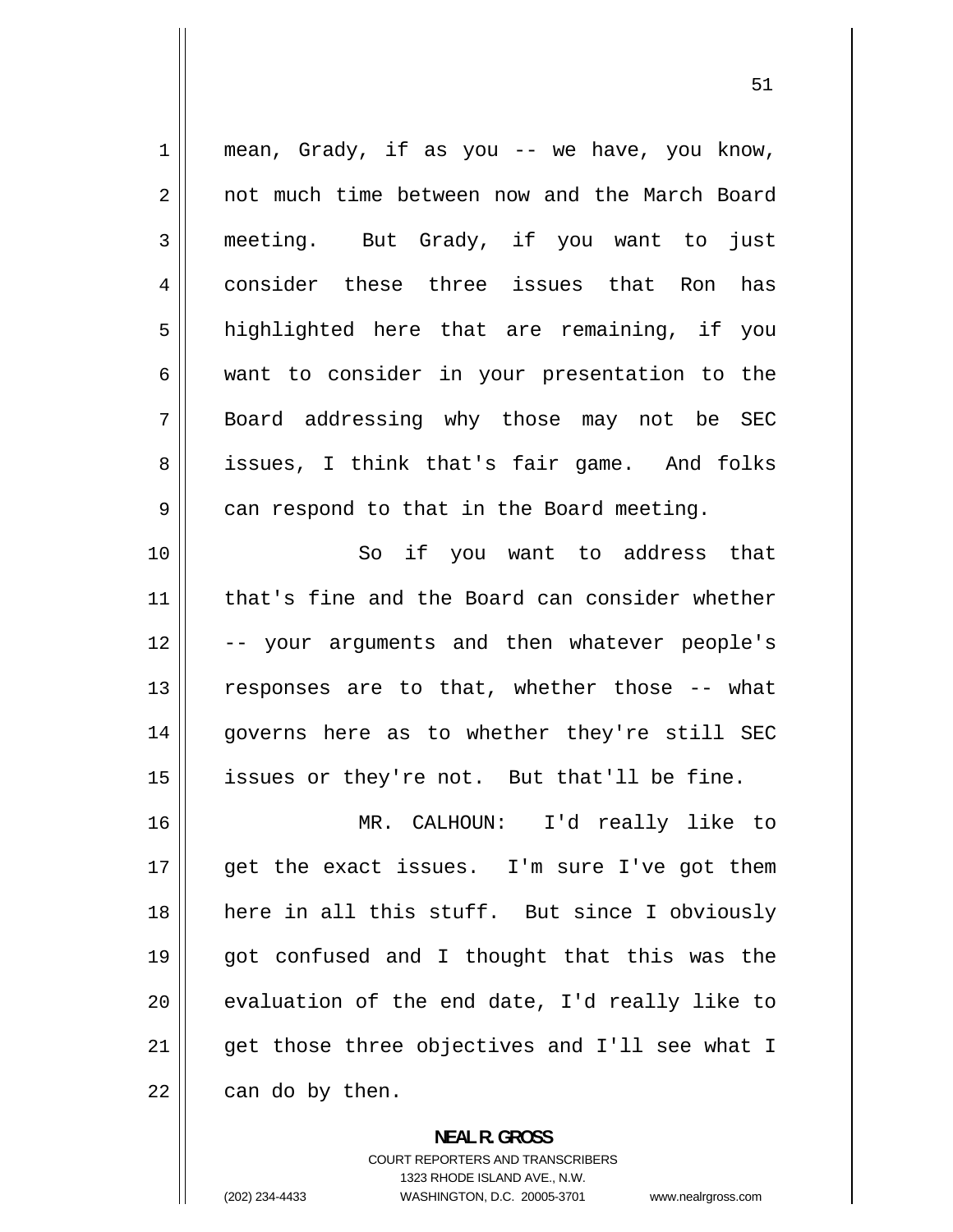mean, Grady, if as you -- we have, you know, not much time between now and the March Board meeting. But Grady, if you want to just consider these three issues that Ron has highlighted here that are remaining, if you want to consider in your presentation to the Board addressing why those may not be SEC issues, I think that's fair game. And folks can respond to that in the Board meeting.

So if you want to address that that's fine and the Board can consider whether -- your arguments and then whatever people's responses are to that, whether those -- what governs here as to whether they're still SEC issues or they're not. But that'll be fine.

MR. CALHOUN: I'd really like to get the exact issues. I'm sure I've got them here in all this stuff. But since I obviously got confused and I thought that this was the evaluation of the end date, I'd really like to get those three objectives and I'll see what I can do by then.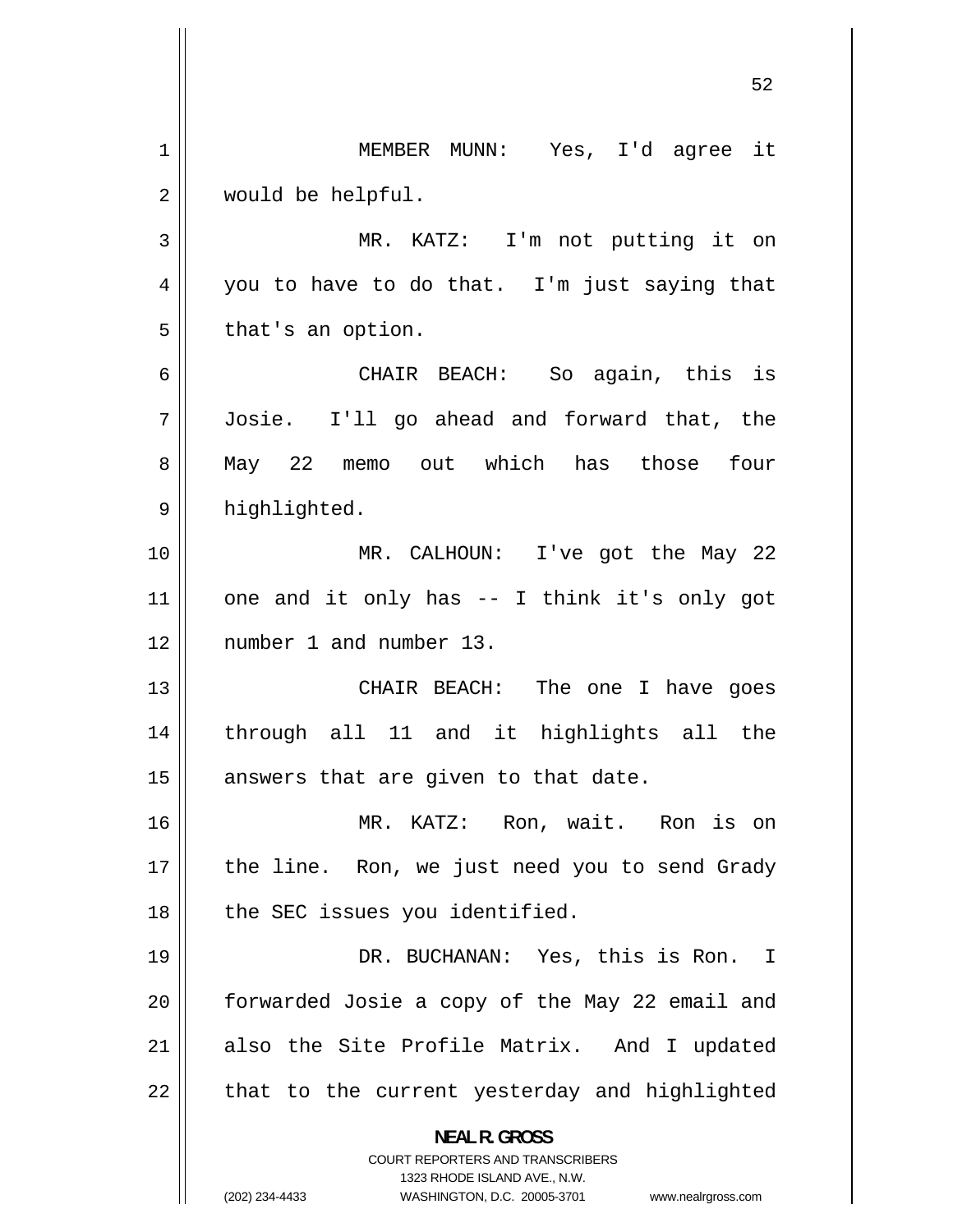MEMBER MUNN: Yes, I'd agree it would be helpful.

MR. KATZ: I'm not putting it on you to have to do that. I'm just saying that that's an option.

CHAIR BEACH: So again, this is Josie. I'll go ahead and forward that, the May 22 memo out which has those four highlighted.

MR. CALHOUN: I've got the May 22 one and it only has -- I think it's only got number 1 and number 13.

CHAIR BEACH: The one I have goes through all 11 and it highlights all the answers that are given to that date.

MR. KATZ: Ron, wait. Ron is on the line. Ron, we just need you to send Grady the SEC issues you identified.

DR. BUCHANAN: Yes, this is Ron. I forwarded Josie a copy of the May 22 email and also the Site Profile Matrix. And I updated that to the current yesterday and highlighted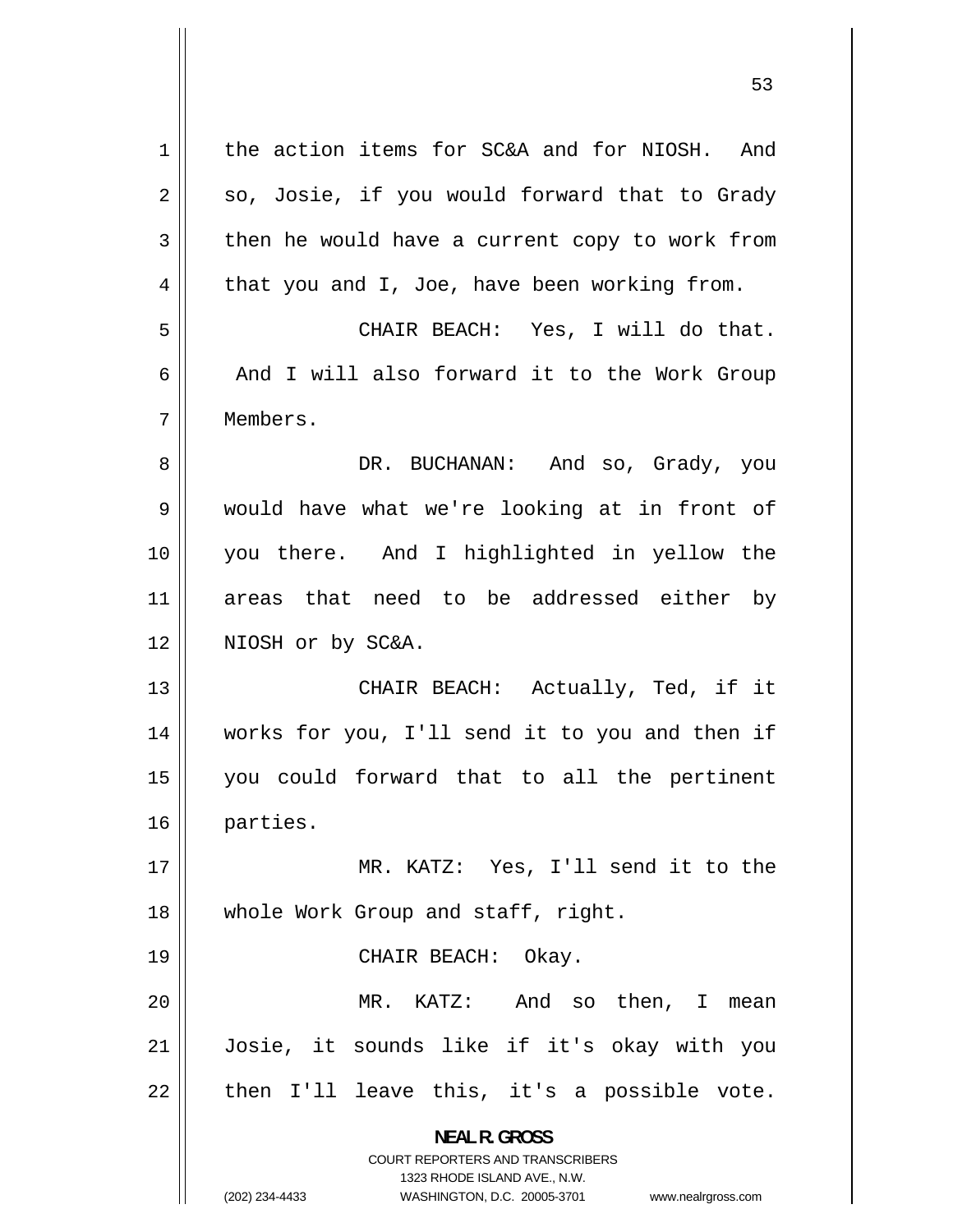the action items for SC&A and for NIOSH. And so, Josie, if you would forward that to Grady then he would have a current copy to work from that you and I, Joe, have been working from.

CHAIR BEACH: Yes, I will do that. And I will also forward it to the Work Group Members.

DR. BUCHANAN: And so, Grady, you would have what we're looking at in front of you there. And I highlighted in yellow the areas that need to be addressed either by NIOSH or by SC&A.

CHAIR BEACH: Actually, Ted, if it works for you, I'll send it to you and then if you could forward that to all the pertinent parties.

MR. KATZ: Yes, I'll send it to the whole Work Group and staff, right.

CHAIR BEACH: Okay.

MR. KATZ: And so then, I mean Josie, it sounds like if it's okay with you then I'll leave this, it's a possible vote.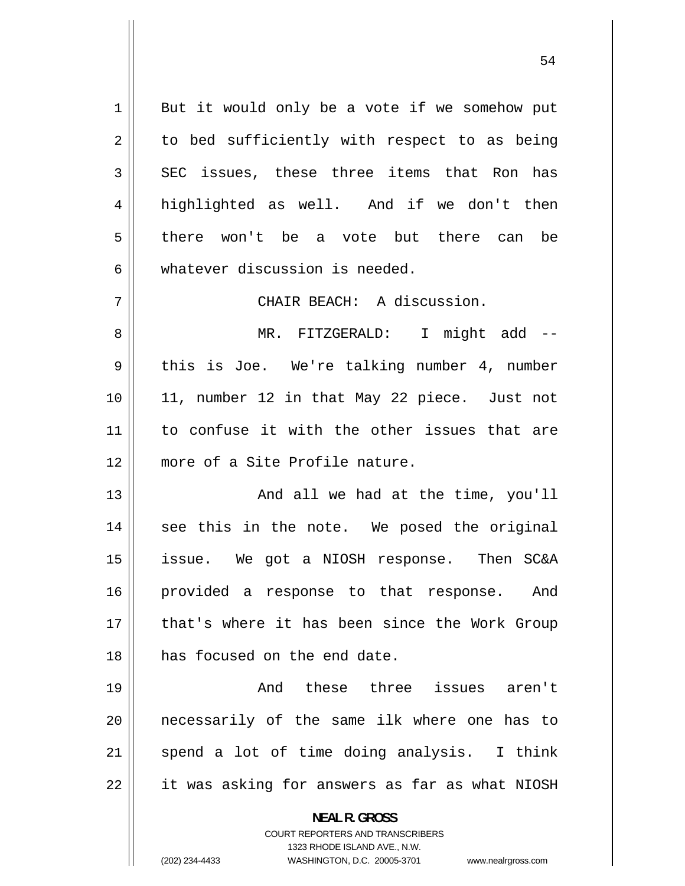But it would only be a vote if we somehow put to bed sufficiently with respect to as being SEC issues, these three items that Ron has highlighted as well. And if we don't then there won't be a vote but there can be whatever discussion is needed.

CHAIR BEACH: A discussion.

MR. FITZGERALD: I might add -- this is Joe. We're talking number 4, number 11, number 12 in that May 22 piece. Just not to confuse it with the other issues that are more of a Site Profile nature.

And all we had at the time, you'll see this in the note. We posed the original issue. We got a NIOSH response. Then SC&A provided a response to that response. And that's where it has been since the Work Group has focused on the end date.

And these three issues aren't necessarily of the same ilk where one has to spend a lot of time doing analysis. I think it was asking for answers as far as what NIOSH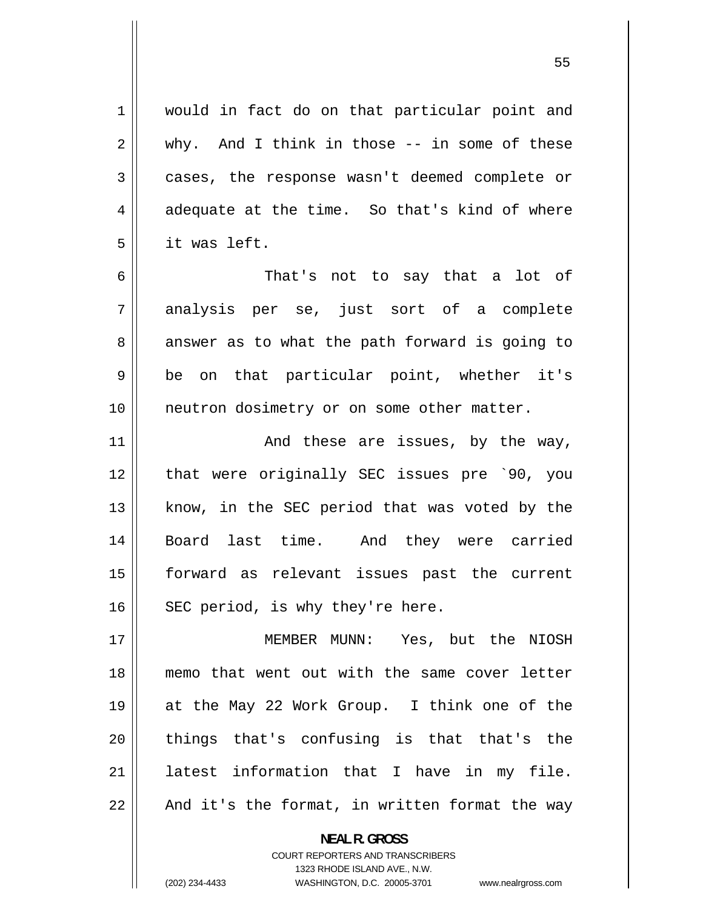would in fact do on that particular point and why. And I think in those -- in some of these cases, the response wasn't deemed complete or adequate at the time. So that's kind of where it was left.

That's not to say that a lot of analysis per se, just sort of a complete answer as to what the path forward is going to be on that particular point, whether it's neutron dosimetry or on some other matter.

And these are issues, by the way, that were originally SEC issues pre `90, you know, in the SEC period that was voted by the Board last time. And they were carried forward as relevant issues past the current SEC period, is why they're here.

MEMBER MUNN: Yes, but the NIOSH memo that went out with the same cover letter at the May 22 Work Group. I think one of the things that's confusing is that that's the latest information that I have in my file. And it's the format, in written format the way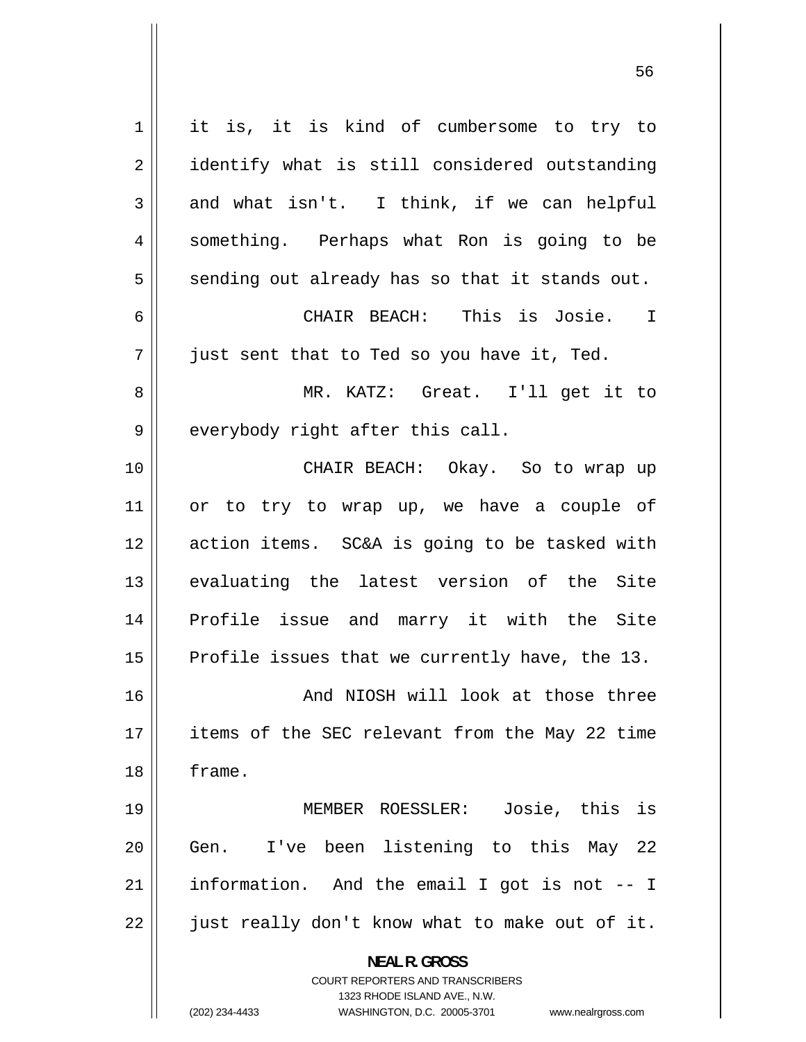it is, it is kind of cumbersome to try to identify what is still considered outstanding and what isn't. I think, if we can helpful something. Perhaps what Ron is going to be sending out already has so that it stands out.

CHAIR BEACH: This is Josie. I just sent that to Ted so you have it, Ted.

MR. KATZ: Great. I'll get it to everybody right after this call.

CHAIR BEACH: Okay. So to wrap up or to try to wrap up, we have a couple of action items. SC&A is going to be tasked with evaluating the latest version of the Site Profile issue and marry it with the Site Profile issues that we currently have, the 13.

And NIOSH will look at those three items of the SEC relevant from the May 22 time frame.

MEMBER ROESSLER: Josie, this is Gen. I've been listening to this May 22 information. And the email I got is not -- I just really don't know what to make out of it.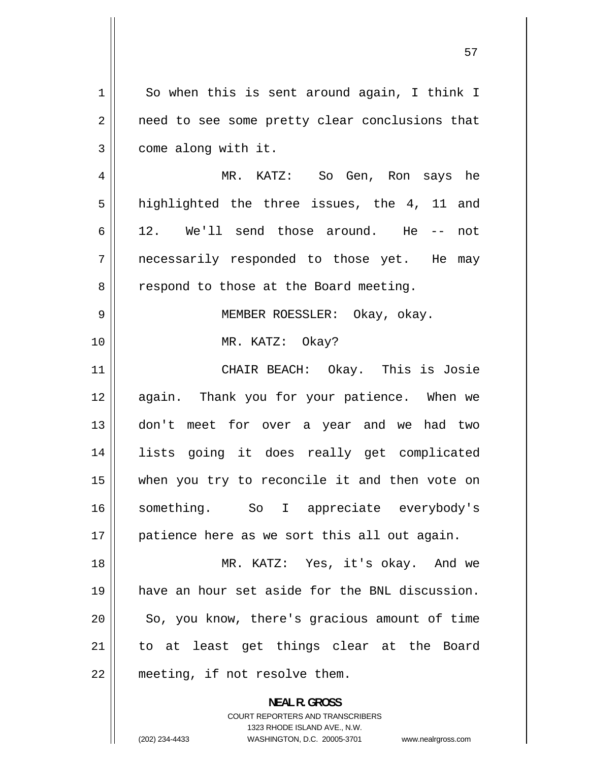So when this is sent around again, I think I need to see some pretty clear conclusions that come along with it.

MR. KATZ: So Gen, Ron says he highlighted the three issues, the 4, 11 and 12. We'll send those around. He -- not necessarily responded to those yet. He may respond to those at the Board meeting.

MEMBER ROESSLER: Okay, okay.

MR. KATZ: Okay?

CHAIR BEACH: Okay. This is Josie again. Thank you for your patience. When we don't meet for over a year and we had two lists going it does really get complicated when you try to reconcile it and then vote on something. So I appreciate everybody's patience here as we sort this all out again.

MR. KATZ: Yes, it's okay. And we have an hour set aside for the BNL discussion. So, you know, there's gracious amount of time to at least get things clear at the Board meeting, if not resolve them.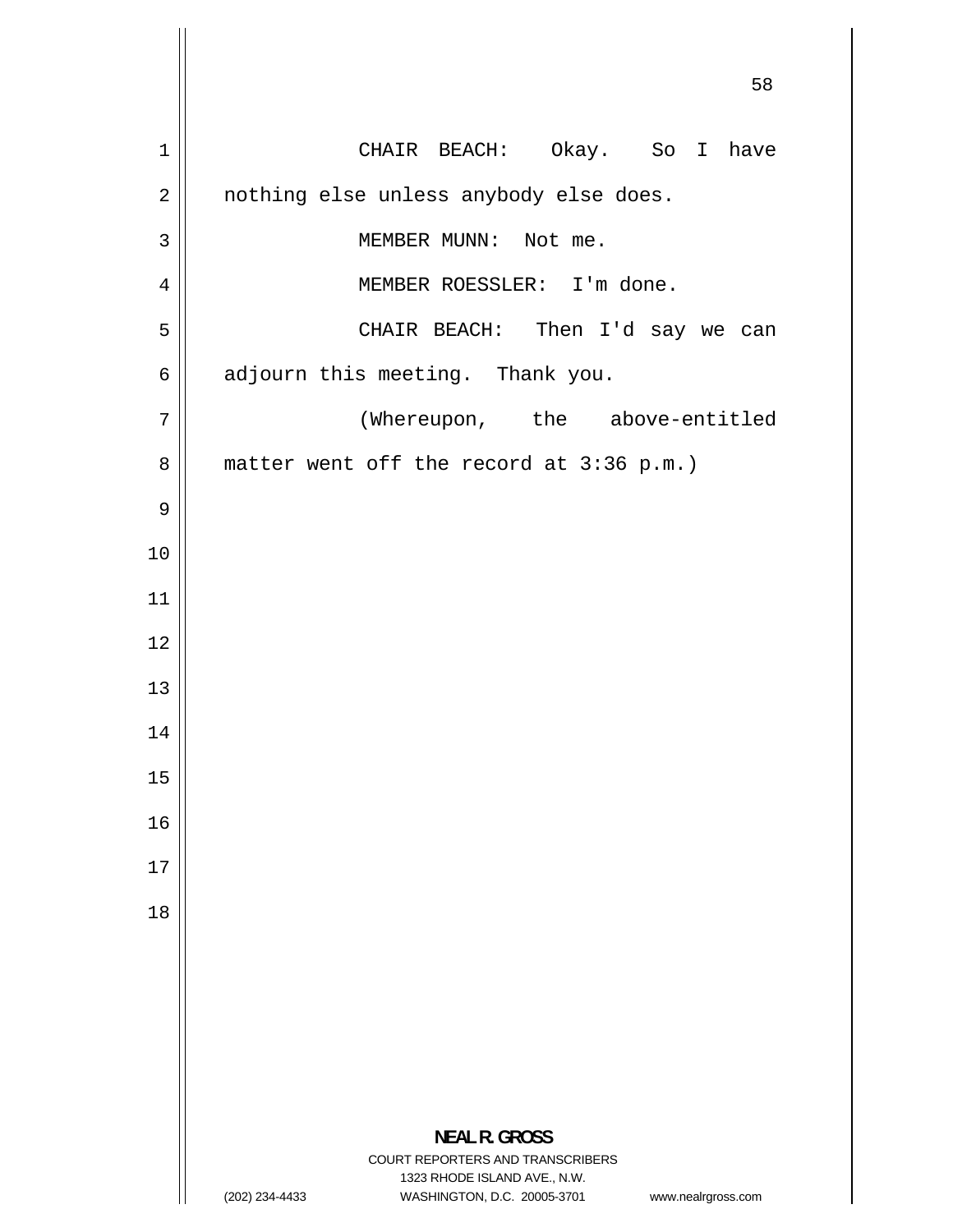CHAIR BEACH: Okay. So I have nothing else unless anybody else does.

MEMBER MUNN: Not me.

MEMBER ROESSLER: I'm done.

CHAIR BEACH: Then I'd say we can adjourn this meeting. Thank you.

(Whereupon, the above-entitled matter went off the record at 3:36 p.m.)